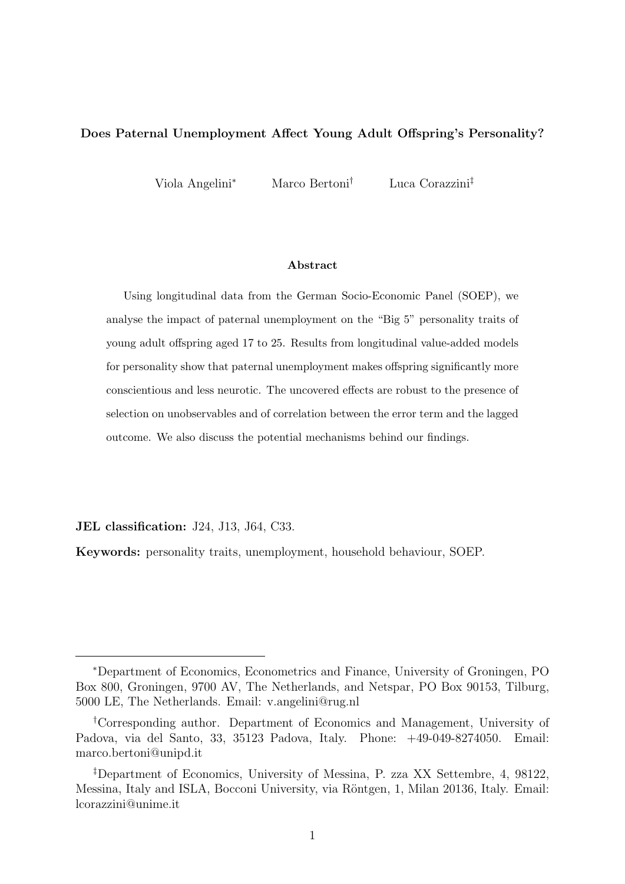# Does Paternal Unemployment Affect Young Adult Offspring's Personality?

Viola Angelini[*] Marco Bertoni[†] Luca Corazzini[‡]

### Abstract

Using longitudinal data from the German Socio-Economic Panel (SOEP), we analyse the impact of paternal unemployment on the "Big 5" personality traits of young adult offspring aged 17 to 25. Results from longitudinal value-added models for personality show that paternal unemployment makes offspring significantly more conscientious and less neurotic. The uncovered effects are robust to the presence of selection on unobservables and of correlation between the error term and the lagged outcome. We also discuss the potential mechanisms behind our findings.

**JEL classification:** J24, J13, J64, C33.

**Keywords:** personality traits, unemployment, household behaviour, SOEP.

---

[*] Department of Economics, Econometrics and Finance, University of Groningen, PO Box 800, Groningen, 9700 AV, The Netherlands, and Netspar, PO Box 90153, Tilburg, 5000 LE, The Netherlands. Email: v.angelini@rug.nl

[†] Corresponding author. Department of Economics and Management, University of Padova, via del Santo, 33, 35123 Padova, Italy. Phone: +49-049-8274050. Email: marco.bertoni@unipd.it

[‡] Department of Economics, University of Messina, P. zza XX Settembre, 4, 98122, Messina, Italy and ISLA, Bocconi University, via Röntgen, 1, Milan 20136, Italy. Email: lcorazzini@unime.it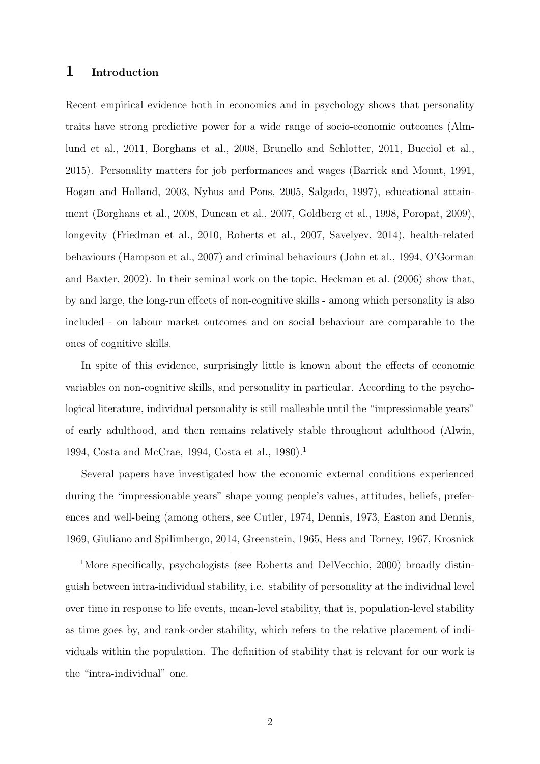# 1 Introduction

Recent empirical evidence both in economics and in psychology shows that personality traits have strong predictive power for a wide range of socio-economic outcomes (Almlund et al., 2011, Borghans et al., 2008, Brunello and Schlotter, 2011, Bucciol et al., 2015). Personality matters for job performances and wages (Barrick and Mount, 1991, Hogan and Holland, 2003, Nyhus and Pons, 2005, Salgado, 1997), educational attainment (Borghans et al., 2008, Duncan et al., 2007, Goldberg et al., 1998, Poropat, 2009), longevity (Friedman et al., 2010, Roberts et al., 2007, Savelyev, 2014), health-related behaviours (Hampson et al., 2007) and criminal behaviours (John et al., 1994, O'Gorman and Baxter, 2002). In their seminal work on the topic, Heckman et al. (2006) show that, by and large, the long-run effects of non-cognitive skills - among which personality is also included - on labour market outcomes and on social behaviour are comparable to the ones of cognitive skills.

In spite of this evidence, surprisingly little is known about the effects of economic variables on non-cognitive skills, and personality in particular. According to the psychological literature, individual personality is still malleable until the "impressionable years" of early adulthood, and then remains relatively stable throughout adulthood (Alwin, 1994, Costa and McCrae, 1994, Costa et al., 1980).[1]

Several papers have investigated how the economic external conditions experienced during the "impressionable years" shape young people's values, attitudes, beliefs, preferences and well-being (among others, see Cutler, 1974, Dennis, 1973, Easton and Dennis, 1969, Giuliano and Spilimbergo, 2014, Greenstein, 1965, Hess and Torney, 1967, Krosnick

[1] More specifically, psychologists (see Roberts and DelVecchio, 2000) broadly distinguish between intra-individual stability, i.e. stability of personality at the individual level over time in response to life events, mean-level stability, that is, population-level stability as time goes by, and rank-order stability, which refers to the relative placement of individuals within the population. The definition of stability that is relevant for our work is the "intra-individual" one.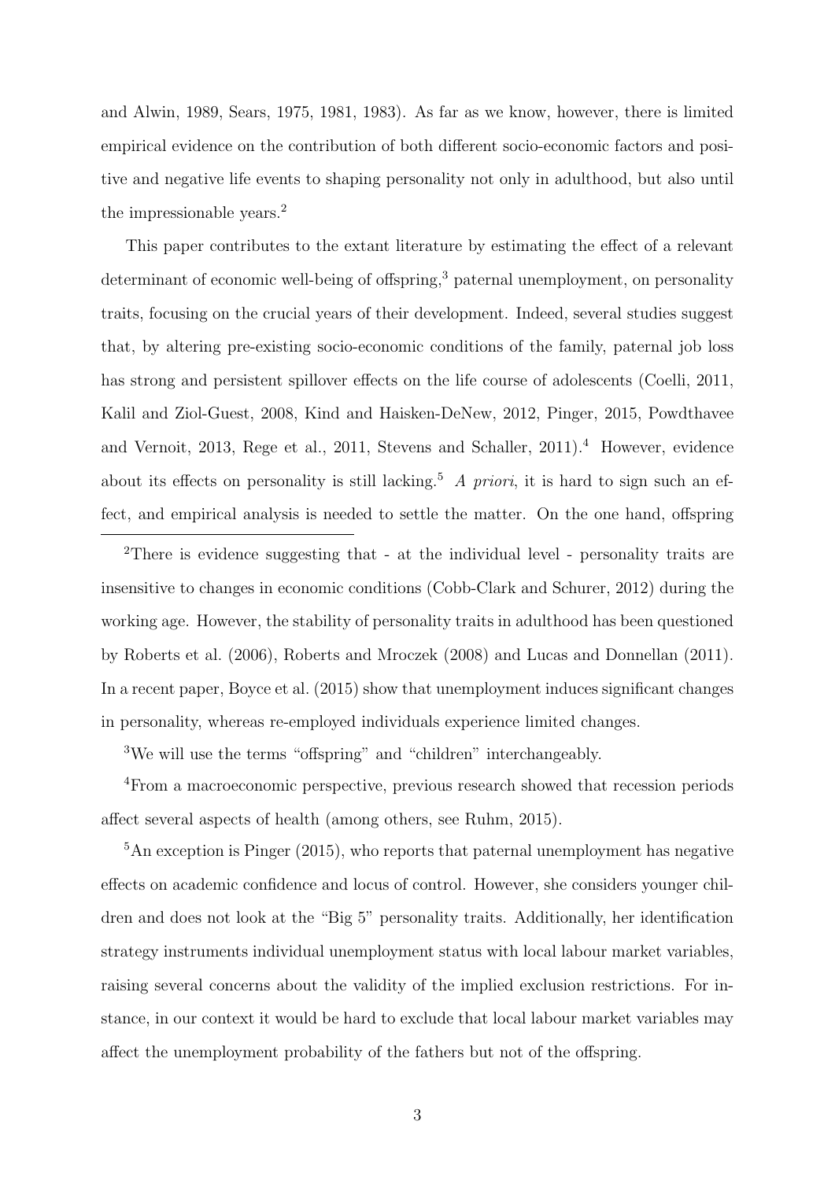and Alwin, 1989, Sears, 1975, 1981, 1983). As far as we know, however, there is limited empirical evidence on the contribution of both different socio-economic factors and positive and negative life events to shaping personality not only in adulthood, but also until the impressionable years.[2]

This paper contributes to the extant literature by estimating the effect of a relevant determinant of economic well-being of offspring,[3] paternal unemployment, on personality traits, focusing on the crucial years of their development. Indeed, several studies suggest that, by altering pre-existing socio-economic conditions of the family, paternal job loss has strong and persistent spillover effects on the life course of adolescents (Coelli, 2011, Kalil and Ziol-Guest, 2008, Kind and Haisken-DeNew, 2012, Pinger, 2015, Powdthavee and Vernoit, 2013, Rege et al., 2011, Stevens and Schaller, 2011).[4] However, evidence about its effects on personality is still lacking.[5] *A priori*, it is hard to sign such an effect, and empirical analysis is needed to settle the matter. On the one hand, offspring

---

[2]There is evidence suggesting that - at the individual level - personality traits are insensitive to changes in economic conditions (Cobb-Clark and Schurer, 2012) during the working age. However, the stability of personality traits in adulthood has been questioned by Roberts et al. (2006), Roberts and Mroczek (2008) and Lucas and Donnellan (2011). In a recent paper, Boyce et al. (2015) show that unemployment induces significant changes in personality, whereas re-employed individuals experience limited changes.

[3]We will use the terms "offspring" and "children" interchangeably.

[4]From a macroeconomic perspective, previous research showed that recession periods affect several aspects of health (among others, see Ruhm, 2015).

[5]An exception is Pinger (2015), who reports that paternal unemployment has negative effects on academic confidence and locus of control. However, she considers younger children and does not look at the "Big 5" personality traits. Additionally, her identification strategy instruments individual unemployment status with local labour market variables, raising several concerns about the validity of the implied exclusion restrictions. For instance, in our context it would be hard to exclude that local labour market variables may affect the unemployment probability of the fathers but not of the offspring.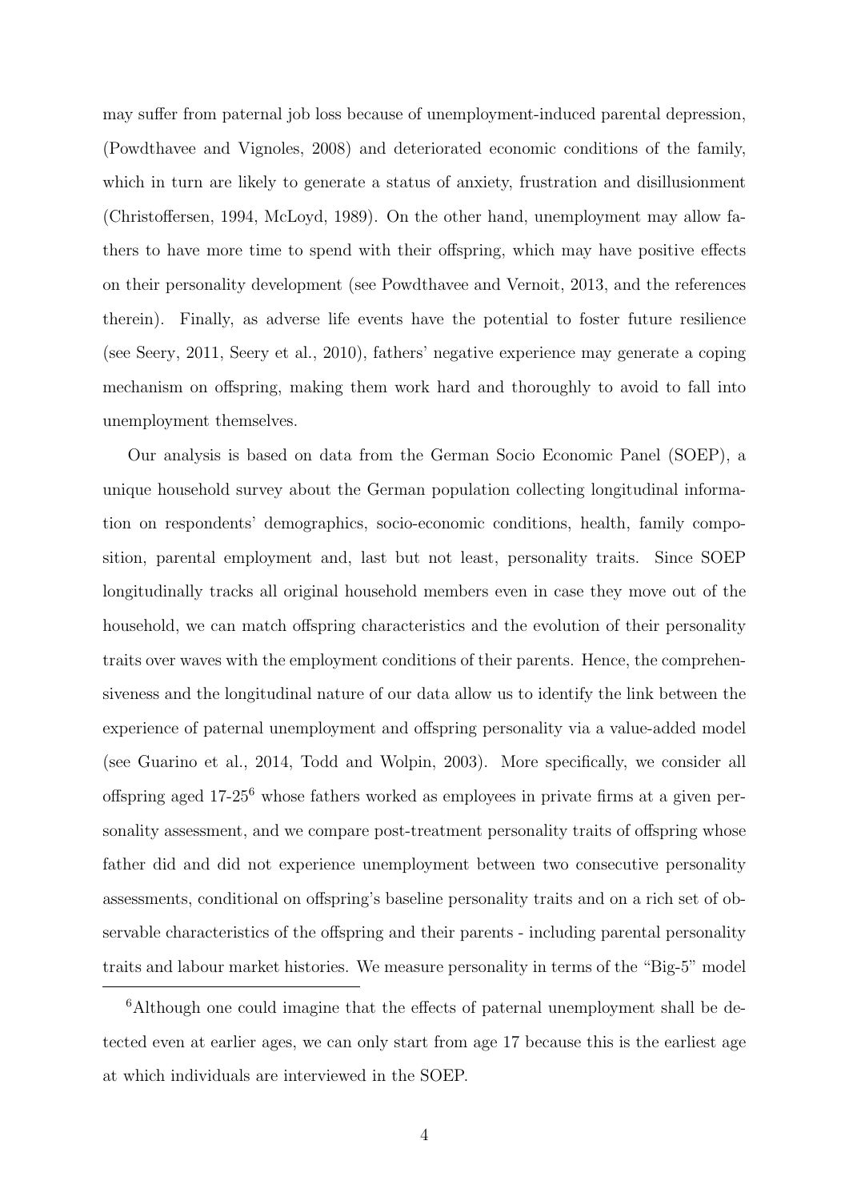may suffer from paternal job loss because of unemployment-induced parental depression, (Powdthavee and Vignoles, 2008) and deteriorated economic conditions of the family, which in turn are likely to generate a status of anxiety, frustration and disillusionment (Christoffersen, 1994, McLoyd, 1989). On the other hand, unemployment may allow fathers to have more time to spend with their offspring, which may have positive effects on their personality development (see Powdthavee and Vernoit, 2013, and the references therein). Finally, as adverse life events have the potential to foster future resilience (see Seery, 2011, Seery et al., 2010), fathers' negative experience may generate a coping mechanism on offspring, making them work hard and thoroughly to avoid to fall into unemployment themselves.

Our analysis is based on data from the German Socio Economic Panel (SOEP), a unique household survey about the German population collecting longitudinal information on respondents' demographics, socio-economic conditions, health, family composition, parental employment and, last but not least, personality traits. Since SOEP longitudinally tracks all original household members even in case they move out of the household, we can match offspring characteristics and the evolution of their personality traits over waves with the employment conditions of their parents. Hence, the comprehensiveness and the longitudinal nature of our data allow us to identify the link between the experience of paternal unemployment and offspring personality via a value-added model (see Guarino et al., 2014, Todd and Wolpin, 2003). More specifically, we consider all offspring aged 17-25[6] whose fathers worked as employees in private firms at a given personality assessment, and we compare post-treatment personality traits of offspring whose father did and did not experience unemployment between two consecutive personality assessments, conditional on offspring's baseline personality traits and on a rich set of observable characteristics of the offspring and their parents - including parental personality traits and labour market histories. We measure personality in terms of the "Big-5" model

[6] Although one could imagine that the effects of paternal unemployment shall be detected even at earlier ages, we can only start from age 17 because this is the earliest age at which individuals are interviewed in the SOEP.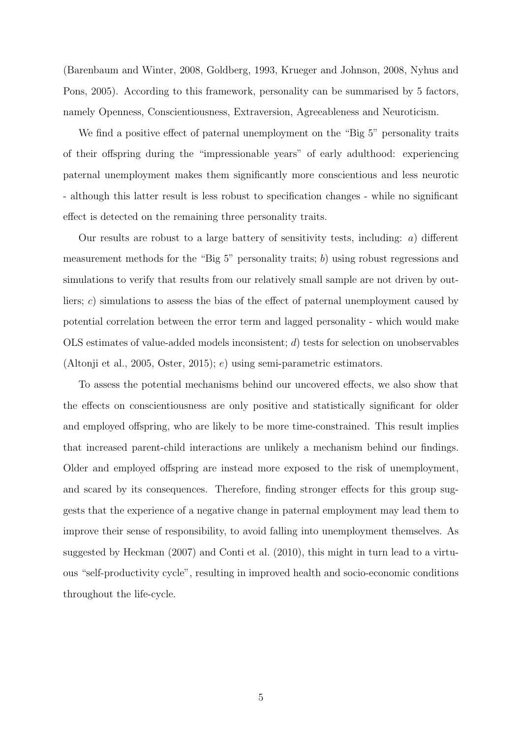(Barenbaum and Winter, 2008, Goldberg, 1993, Krueger and Johnson, 2008, Nyhus and Pons, 2005). According to this framework, personality can be summarised by 5 factors, namely Openness, Conscientiousness, Extraversion, Agreeableness and Neuroticism.

We find a positive effect of paternal unemployment on the "Big 5" personality traits of their offspring during the "impressionable years" of early adulthood: experiencing paternal unemployment makes them significantly more conscientious and less neurotic - although this latter result is less robust to specification changes - while no significant effect is detected on the remaining three personality traits.

Our results are robust to a large battery of sensitivity tests, including: *a*) different measurement methods for the "Big 5" personality traits; *b*) using robust regressions and simulations to verify that results from our relatively small sample are not driven by outliers; *c*) simulations to assess the bias of the effect of paternal unemployment caused by potential correlation between the error term and lagged personality - which would make OLS estimates of value-added models inconsistent; *d*) tests for selection on unobservables (Altonji et al., 2005, Oster, 2015); *e*) using semi-parametric estimators.

To assess the potential mechanisms behind our uncovered effects, we also show that the effects on conscientiousness are only positive and statistically significant for older and employed offspring, who are likely to be more time-constrained. This result implies that increased parent-child interactions are unlikely a mechanism behind our findings. Older and employed offspring are instead more exposed to the risk of unemployment, and scared by its consequences. Therefore, finding stronger effects for this group suggests that the experience of a negative change in paternal employment may lead them to improve their sense of responsibility, to avoid falling into unemployment themselves. As suggested by Heckman (2007) and Conti et al. (2010), this might in turn lead to a virtuous "self-productivity cycle", resulting in improved health and socio-economic conditions throughout the life-cycle.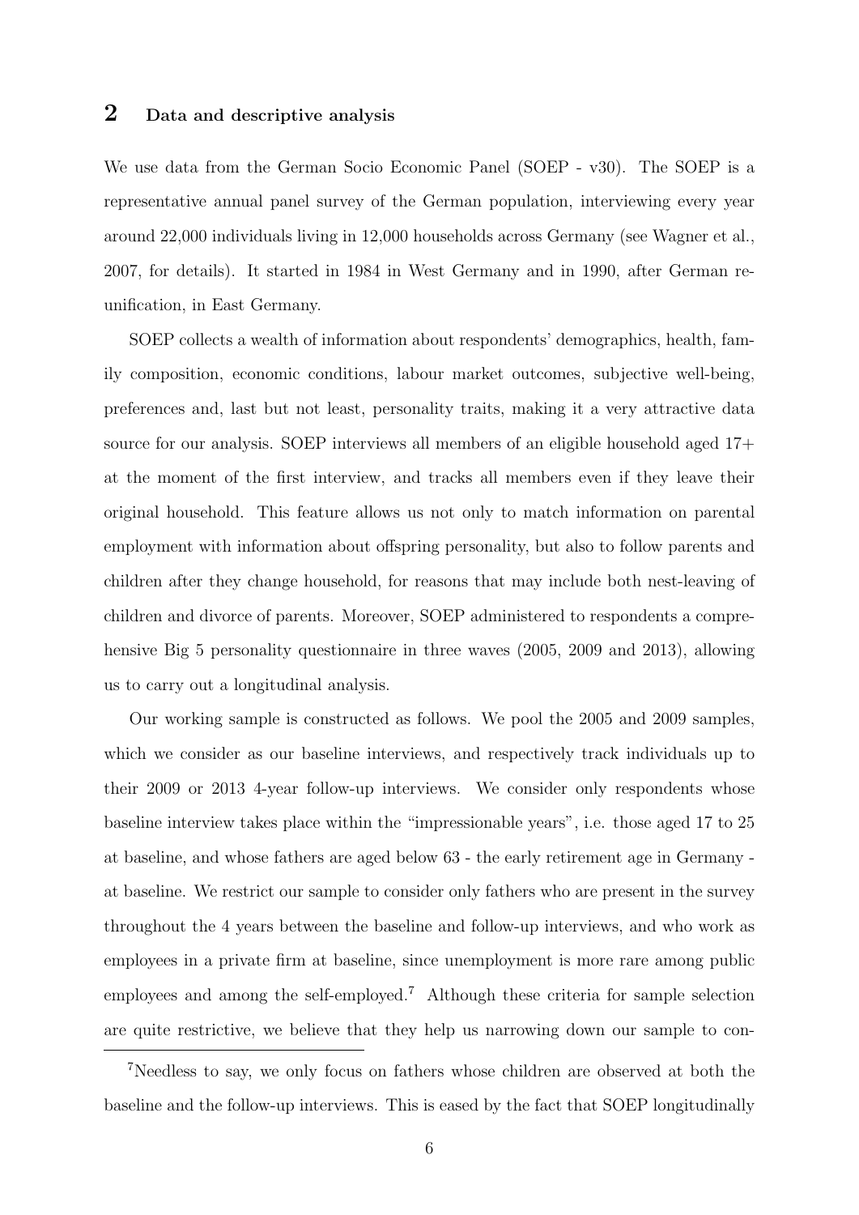## 2 Data and descriptive analysis

We use data from the German Socio Economic Panel (SOEP - v30). The SOEP is a representative annual panel survey of the German population, interviewing every year around 22,000 individuals living in 12,000 households across Germany (see Wagner et al., 2007, for details). It started in 1984 in West Germany and in 1990, after German re-unification, in East Germany.

SOEP collects a wealth of information about respondents' demographics, health, family composition, economic conditions, labour market outcomes, subjective well-being, preferences and, last but not least, personality traits, making it a very attractive data source for our analysis. SOEP interviews all members of an eligible household aged 17+ at the moment of the first interview, and tracks all members even if they leave their original household. This feature allows us not only to match information on parental employment with information about offspring personality, but also to follow parents and children after they change household, for reasons that may include both nest-leaving of children and divorce of parents. Moreover, SOEP administered to respondents a comprehensive Big 5 personality questionnaire in three waves (2005, 2009 and 2013), allowing us to carry out a longitudinal analysis.

Our working sample is constructed as follows. We pool the 2005 and 2009 samples, which we consider as our baseline interviews, and respectively track individuals up to their 2009 or 2013 4-year follow-up interviews. We consider only respondents whose baseline interview takes place within the "impressionable years", i.e. those aged 17 to 25 at baseline, and whose fathers are aged below 63 - the early retirement age in Germany - at baseline. We restrict our sample to consider only fathers who are present in the survey throughout the 4 years between the baseline and follow-up interviews, and who work as employees in a private firm at baseline, since unemployment is more rare among public employees and among the self-employed.[7] Although these criteria for sample selection are quite restrictive, we believe that they help us narrowing down our sample to con-

[7]Needless to say, we only focus on fathers whose children are observed at both the baseline and the follow-up interviews. This is eased by the fact that SOEP longitudinally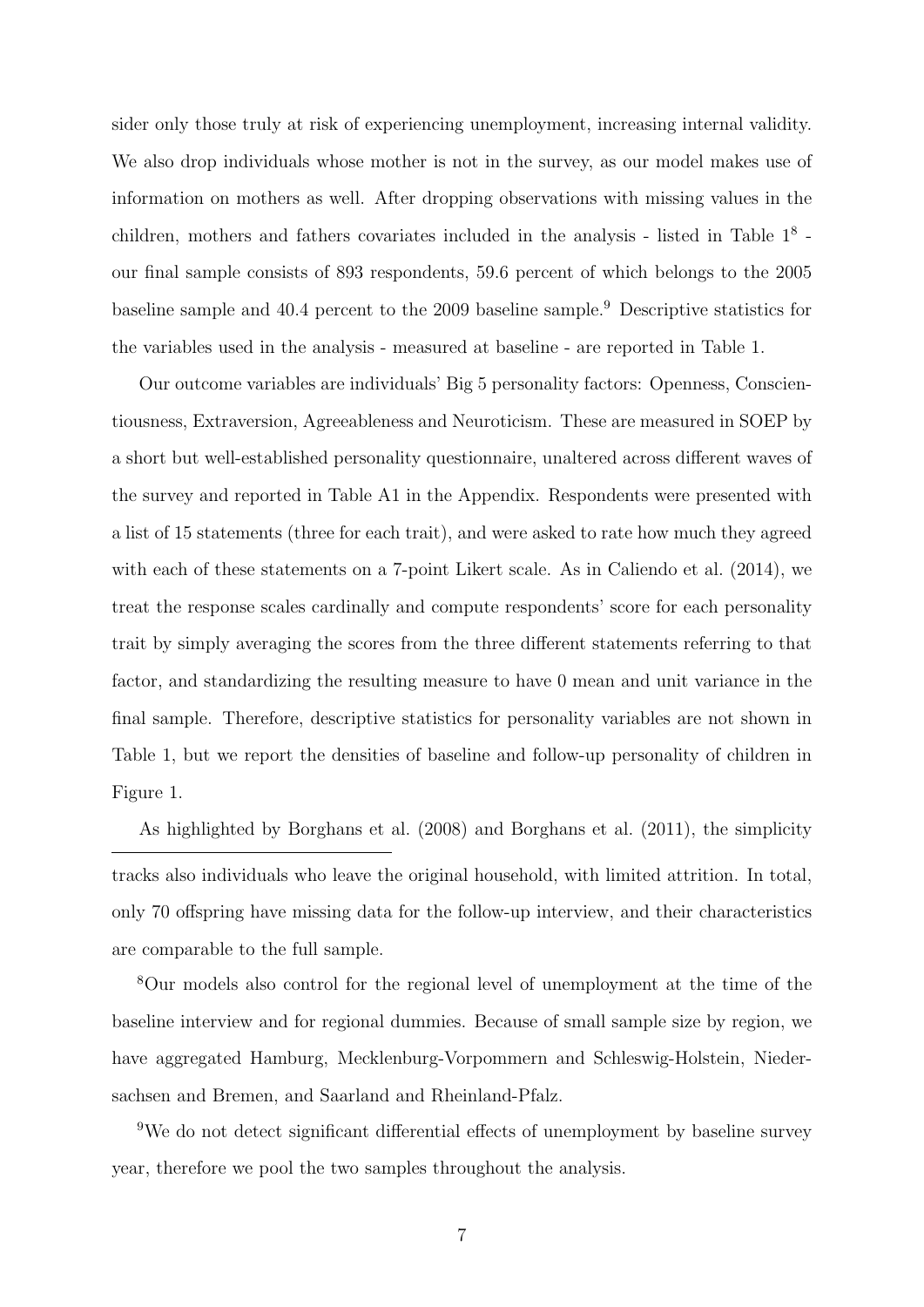sider only those truly at risk of experiencing unemployment, increasing internal validity. We also drop individuals whose mother is not in the survey, as our model makes use of information on mothers as well. After dropping observations with missing values in the children, mothers and fathers covariates included in the analysis - listed in Table 1[8] - our final sample consists of 893 respondents, 59.6 percent of which belongs to the 2005 baseline sample and 40.4 percent to the 2009 baseline sample.[9] Descriptive statistics for the variables used in the analysis - measured at baseline - are reported in Table 1.

Our outcome variables are individuals' Big 5 personality factors: Openness, Conscientiousness, Extraversion, Agreeableness and Neuroticism. These are measured in SOEP by a short but well-established personality questionnaire, unaltered across different waves of the survey and reported in Table A1 in the Appendix. Respondents were presented with a list of 15 statements (three for each trait), and were asked to rate how much they agreed with each of these statements on a 7-point Likert scale. As in Caliendo et al. (2014), we treat the response scales cardinally and compute respondents' score for each personality trait by simply averaging the scores from the three different statements referring to that factor, and standardizing the resulting measure to have 0 mean and unit variance in the final sample. Therefore, descriptive statistics for personality variables are not shown in Table 1, but we report the densities of baseline and follow-up personality of children in Figure 1.

As highlighted by Borghans et al. (2008) and Borghans et al. (2011), the simplicity

---

tracks also individuals who leave the original household, with limited attrition. In total, only 70 offspring have missing data for the follow-up interview, and their characteristics are comparable to the full sample.

[8] Our models also control for the regional level of unemployment at the time of the baseline interview and for regional dummies. Because of small sample size by region, we have aggregated Hamburg, Mecklenburg-Vorpommern and Schleswig-Holstein, Niedersachsen and Bremen, and Saarland and Rheinland-Pfalz.

[9] We do not detect significant differential effects of unemployment by baseline survey year, therefore we pool the two samples throughout the analysis.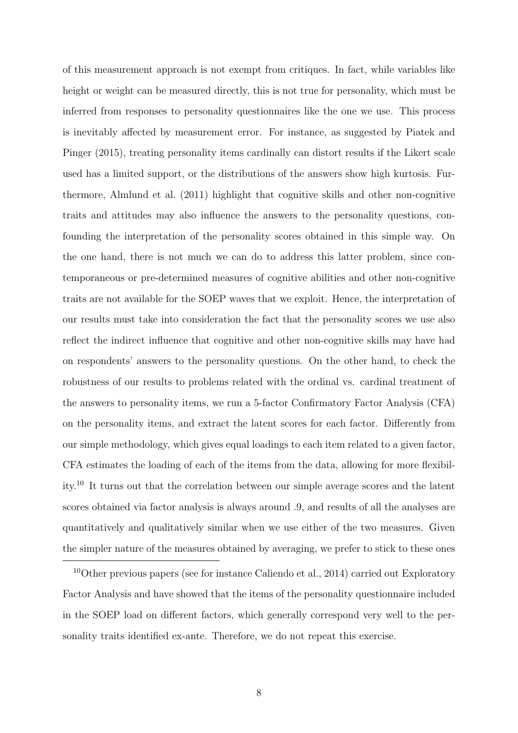of this measurement approach is not exempt from critiques. In fact, while variables like height or weight can be measured directly, this is not true for personality, which must be inferred from responses to personality questionnaires like the one we use. This process is inevitably affected by measurement error. For instance, as suggested by Piatek and Pinger (2015), treating personality items cardinally can distort results if the Likert scale used has a limited support, or the distributions of the answers show high kurtosis. Furthermore, Almlund et al. (2011) highlight that cognitive skills and other non-cognitive traits and attitudes may also influence the answers to the personality questions, confounding the interpretation of the personality scores obtained in this simple way. On the one hand, there is not much we can do to address this latter problem, since contemporaneous or pre-determined measures of cognitive abilities and other non-cognitive traits are not available for the SOEP waves that we exploit. Hence, the interpretation of our results must take into consideration the fact that the personality scores we use also reflect the indirect influence that cognitive and other non-cognitive skills may have had on respondents' answers to the personality questions. On the other hand, to check the robustness of our results to problems related with the ordinal vs. cardinal treatment of the answers to personality items, we run a 5-factor Confirmatory Factor Analysis (CFA) on the personality items, and extract the latent scores for each factor. Differently from our simple methodology, which gives equal loadings to each item related to a given factor, CFA estimates the loading of each of the items from the data, allowing for more flexibility.[10] It turns out that the correlation between our simple average scores and the latent scores obtained via factor analysis is always around .9, and results of all the analyses are quantitatively and qualitatively similar when we use either of the two measures. Given the simpler nature of the measures obtained by averaging, we prefer to stick to these ones

[10] Other previous papers (see for instance Caliendo et al., 2014) carried out Exploratory Factor Analysis and have showed that the items of the personality questionnaire included in the SOEP load on different factors, which generally correspond very well to the personality traits identified ex-ante. Therefore, we do not repeat this exercise.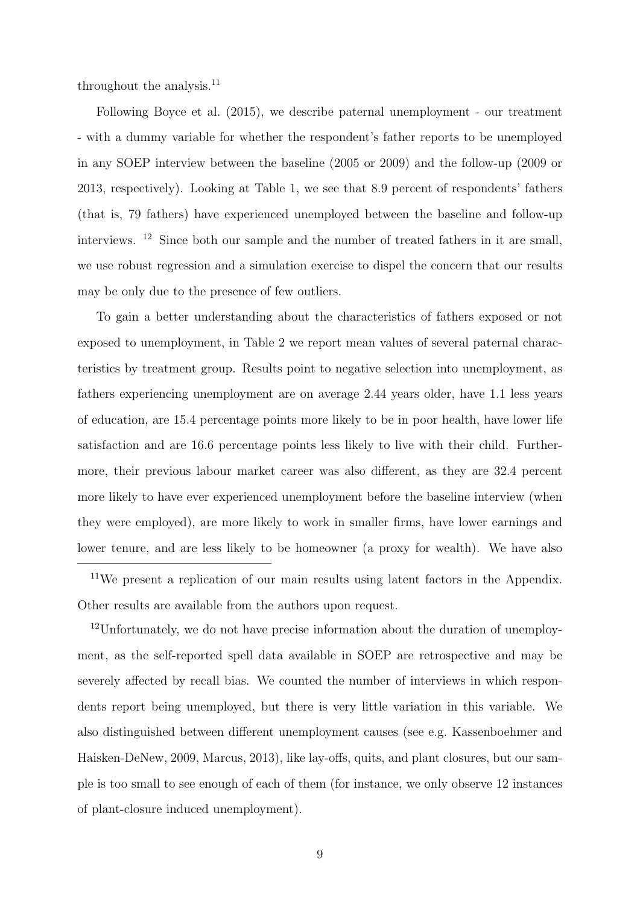throughout the analysis.[11]

Following Boyce et al. (2015), we describe paternal unemployment - our treatment - with a dummy variable for whether the respondent's father reports to be unemployed in any SOEP interview between the baseline (2005 or 2009) and the follow-up (2009 or 2013, respectively). Looking at Table 1, we see that 8.9 percent of respondents' fathers (that is, 79 fathers) have experienced unemployed between the baseline and follow-up interviews. [12] Since both our sample and the number of treated fathers in it are small, we use robust regression and a simulation exercise to dispel the concern that our results may be only due to the presence of few outliers.

To gain a better understanding about the characteristics of fathers exposed or not exposed to unemployment, in Table 2 we report mean values of several paternal characteristics by treatment group. Results point to negative selection into unemployment, as fathers experiencing unemployment are on average 2.44 years older, have 1.1 less years of education, are 15.4 percentage points more likely to be in poor health, have lower life satisfaction and are 16.6 percentage points less likely to live with their child. Furthermore, their previous labour market career was also different, as they are 32.4 percent more likely to have ever experienced unemployment before the baseline interview (when they were employed), are more likely to work in smaller firms, have lower earnings and lower tenure, and are less likely to be homeowner (a proxy for wealth). We have also

[11] We present a replication of our main results using latent factors in the Appendix. Other results are available from the authors upon request.

[12] Unfortunately, we do not have precise information about the duration of unemployment, as the self-reported spell data available in SOEP are retrospective and may be severely affected by recall bias. We counted the number of interviews in which respondents report being unemployed, but there is very little variation in this variable. We also distinguished between different unemployment causes (see e.g. Kassenboehmer and Haisken-DeNew, 2009, Marcus, 2013), like lay-offs, quits, and plant closures, but our sample is too small to see enough of each of them (for instance, we only observe 12 instances of plant-closure induced unemployment).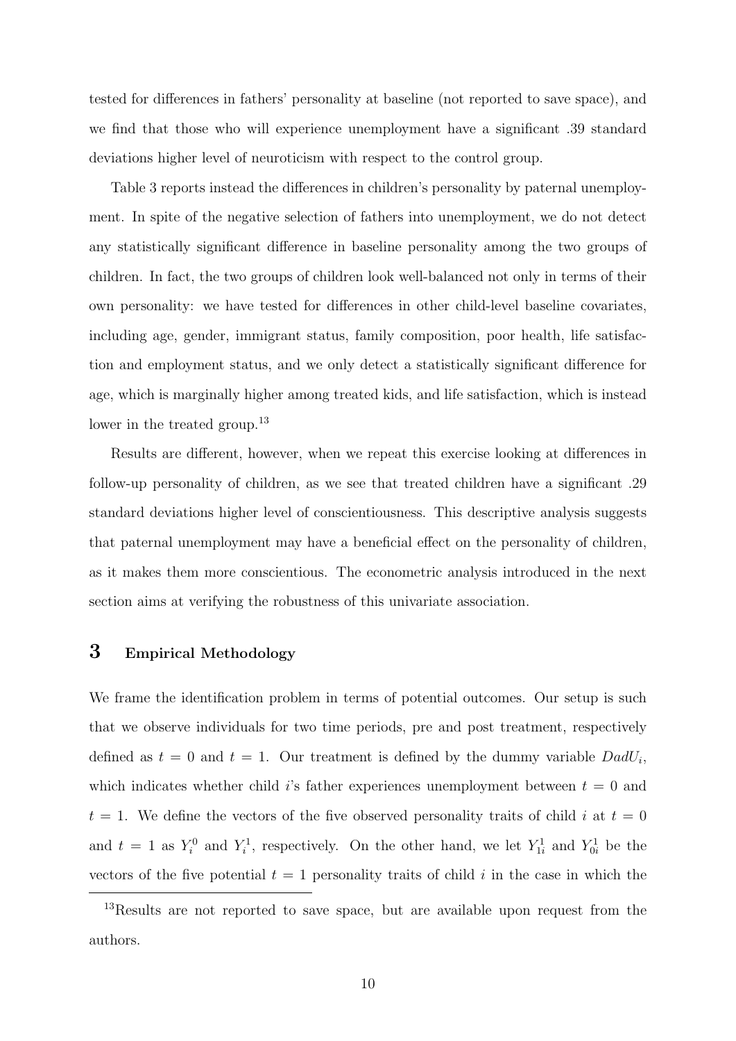tested for differences in fathers' personality at baseline (not reported to save space), and we find that those who will experience unemployment have a significant .39 standard deviations higher level of neuroticism with respect to the control group.

Table 3 reports instead the differences in children's personality by paternal unemployment. In spite of the negative selection of fathers into unemployment, we do not detect any statistically significant difference in baseline personality among the two groups of children. In fact, the two groups of children look well-balanced not only in terms of their own personality: we have tested for differences in other child-level baseline covariates, including age, gender, immigrant status, family composition, poor health, life satisfaction and employment status, and we only detect a statistically significant difference for age, which is marginally higher among treated kids, and life satisfaction, which is instead lower in the treated group.[13]

Results are different, however, when we repeat this exercise looking at differences in follow-up personality of children, as we see that treated children have a significant .29 standard deviations higher level of conscientiousness. This descriptive analysis suggests that paternal unemployment may have a beneficial effect on the personality of children, as it makes them more conscientious. The econometric analysis introduced in the next section aims at verifying the robustness of this univariate association.

# 3 Empirical Methodology

We frame the identification problem in terms of potential outcomes. Our setup is such that we observe individuals for two time periods, pre and post treatment, respectively defined as $t = 0$ and $t = 1$. Our treatment is defined by the dummy variable $DadU_i$, which indicates whether child $i$'s father experiences unemployment between $t = 0$ and $t = 1$. We define the vectors of the five observed personality traits of child $i$ at $t = 0$ and $t = 1$ as $Y_i^0$ and $Y_i^1$, respectively. On the other hand, we let $Y_{1i}^1$ and $Y_{0i}^1$ be the vectors of the five potential $t = 1$ personality traits of child $i$ in the case in which the

[13]Results are not reported to save space, but are available upon request from the authors.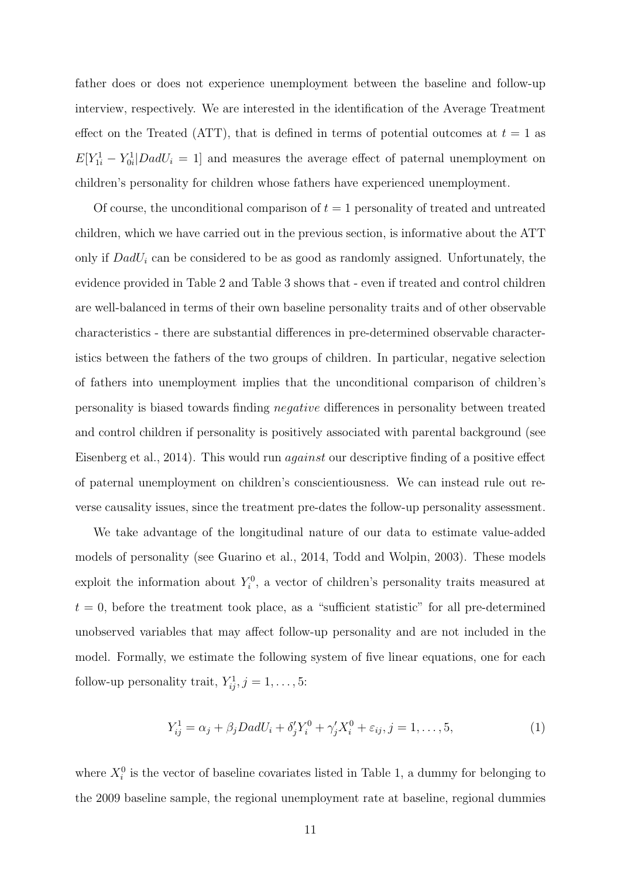father does or does not experience unemployment between the baseline and follow-up interview, respectively. We are interested in the identification of the Average Treatment effect on the Treated (ATT), that is defined in terms of potential outcomes at $t = 1$ as $E[Y^1_{1i} - Y^1_{0i} | DadU_i = 1]$ and measures the average effect of paternal unemployment on children's personality for children whose fathers have experienced unemployment.

Of course, the unconditional comparison of $t = 1$ personality of treated and untreated children, which we have carried out in the previous section, is informative about the ATT only if $DadU_i$ can be considered to be as good as randomly assigned. Unfortunately, the evidence provided in Table 2 and Table 3 shows that - even if treated and control children are well-balanced in terms of their own baseline personality traits and of other observable characteristics - there are substantial differences in pre-determined observable characteristics between the fathers of the two groups of children. In particular, negative selection of fathers into unemployment implies that the unconditional comparison of children's personality is biased towards finding *negative* differences in personality between treated and control children if personality is positively associated with parental background (see Eisenberg et al., 2014). This would run *against* our descriptive finding of a positive effect of paternal unemployment on children's conscientiousness. We can instead rule out reverse causality issues, since the treatment pre-dates the follow-up personality assessment.

We take advantage of the longitudinal nature of our data to estimate value-added models of personality (see Guarino et al., 2014, Todd and Wolpin, 2003). These models exploit the information about $Y^0_i$, a vector of children's personality traits measured at $t = 0$, before the treatment took place, as a "sufficient statistic" for all pre-determined unobserved variables that may affect follow-up personality and are not included in the model. Formally, we estimate the following system of five linear equations, one for each follow-up personality trait, $Y^1_{ij}, j = 1, \ldots, 5$:

$$Y^1_{ij} = \alpha_j + \beta_j DadU_i + \delta'_j Y^0_i + \gamma'_j X^0_i + \varepsilon_{ij}, j = 1, \ldots, 5, \tag{1}$$

where $X^0_i$ is the vector of baseline covariates listed in Table 1, a dummy for belonging to the 2009 baseline sample, the regional unemployment rate at baseline, regional dummies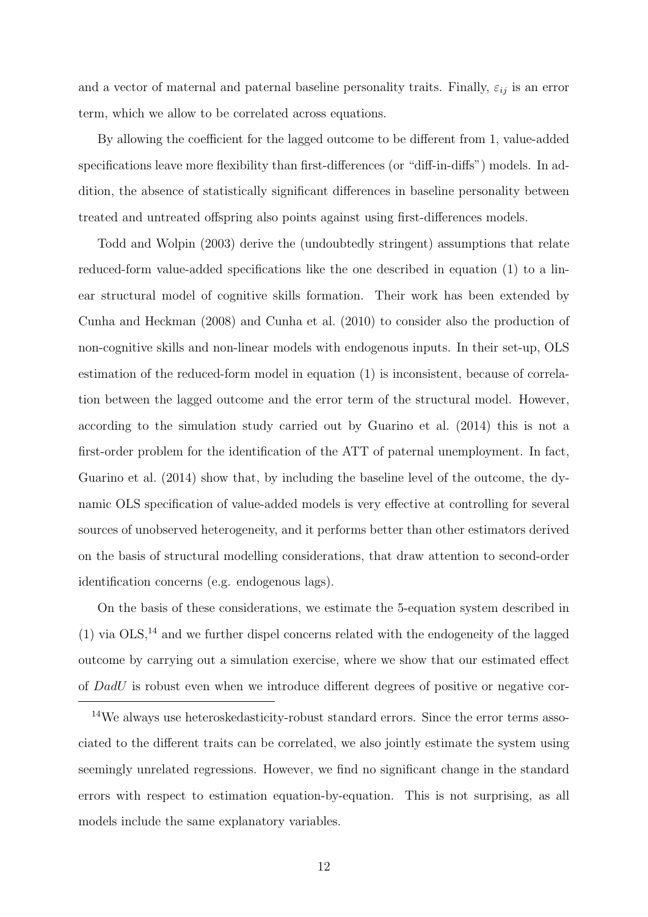and a vector of maternal and paternal baseline personality traits. Finally, $\varepsilon_{ij}$ is an error term, which we allow to be correlated across equations.

By allowing the coefficient for the lagged outcome to be different from 1, value-added specifications leave more flexibility than first-differences (or "diff-in-diffs") models. In addition, the absence of statistically significant differences in baseline personality between treated and untreated offspring also points against using first-differences models.

Todd and Wolpin (2003) derive the (undoubtedly stringent) assumptions that relate reduced-form value-added specifications like the one described in equation (1) to a linear structural model of cognitive skills formation. Their work has been extended by Cunha and Heckman (2008) and Cunha et al. (2010) to consider also the production of non-cognitive skills and non-linear models with endogenous inputs. In their set-up, OLS estimation of the reduced-form model in equation (1) is inconsistent, because of correlation between the lagged outcome and the error term of the structural model. However, according to the simulation study carried out by Guarino et al. (2014) this is not a first-order problem for the identification of the ATT of paternal unemployment. In fact, Guarino et al. (2014) show that, by including the baseline level of the outcome, the dynamic OLS specification of value-added models is very effective at controlling for several sources of unobserved heterogeneity, and it performs better than other estimators derived on the basis of structural modelling considerations, that draw attention to second-order identification concerns (e.g. endogenous lags).

On the basis of these considerations, we estimate the 5-equation system described in (1) via OLS,[14] and we further dispel concerns related with the endogeneity of the lagged outcome by carrying out a simulation exercise, where we show that our estimated effect of *DadU* is robust even when we introduce different degrees of positive or negative cor-

[14]We always use heteroskedasticity-robust standard errors. Since the error terms associated to the different traits can be correlated, we also jointly estimate the system using seemingly unrelated regressions. However, we find no significant change in the standard errors with respect to estimation equation-by-equation. This is not surprising, as all models include the same explanatory variables.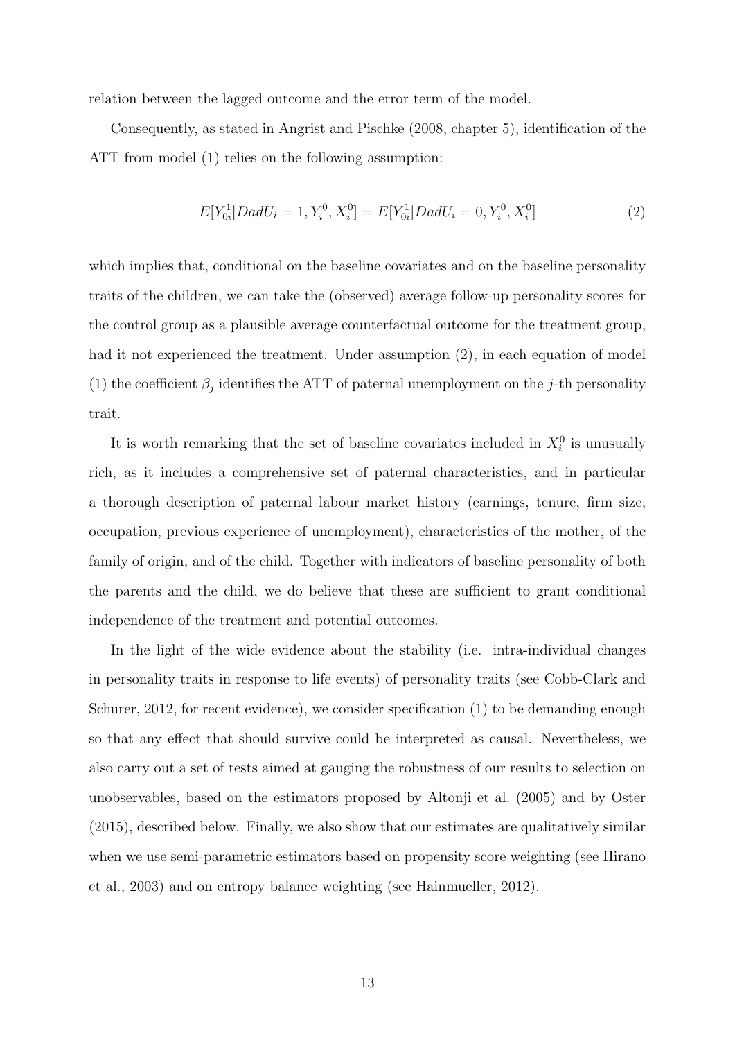relation between the lagged outcome and the error term of the model.

Consequently, as stated in Angrist and Pischke (2008, chapter 5), identification of the ATT from model (1) relies on the following assumption:

$$E[Y_{0i}^1|DadU_i = 1, Y_i^0, X_i^0] = E[Y_{0i}^1|DadU_i = 0, Y_i^0, X_i^0] \tag{2}$$

which implies that, conditional on the baseline covariates and on the baseline personality traits of the children, we can take the (observed) average follow-up personality scores for the control group as a plausible average counterfactual outcome for the treatment group, had it not experienced the treatment. Under assumption (2), in each equation of model (1) the coefficient $\beta_j$ identifies the ATT of paternal unemployment on the $j$-th personality trait.

It is worth remarking that the set of baseline covariates included in $X_i^0$ is unusually rich, as it includes a comprehensive set of paternal characteristics, and in particular a thorough description of paternal labour market history (earnings, tenure, firm size, occupation, previous experience of unemployment), characteristics of the mother, of the family of origin, and of the child. Together with indicators of baseline personality of both the parents and the child, we do believe that these are sufficient to grant conditional independence of the treatment and potential outcomes.

In the light of the wide evidence about the stability (i.e. intra-individual changes in personality traits in response to life events) of personality traits (see Cobb-Clark and Schurer, 2012, for recent evidence), we consider specification (1) to be demanding enough so that any effect that should survive could be interpreted as causal. Nevertheless, we also carry out a set of tests aimed at gauging the robustness of our results to selection on unobservables, based on the estimators proposed by Altonji et al. (2005) and by Oster (2015), described below. Finally, we also show that our estimates are qualitatively similar when we use semi-parametric estimators based on propensity score weighting (see Hirano et al., 2003) and on entropy balance weighting (see Hainmueller, 2012).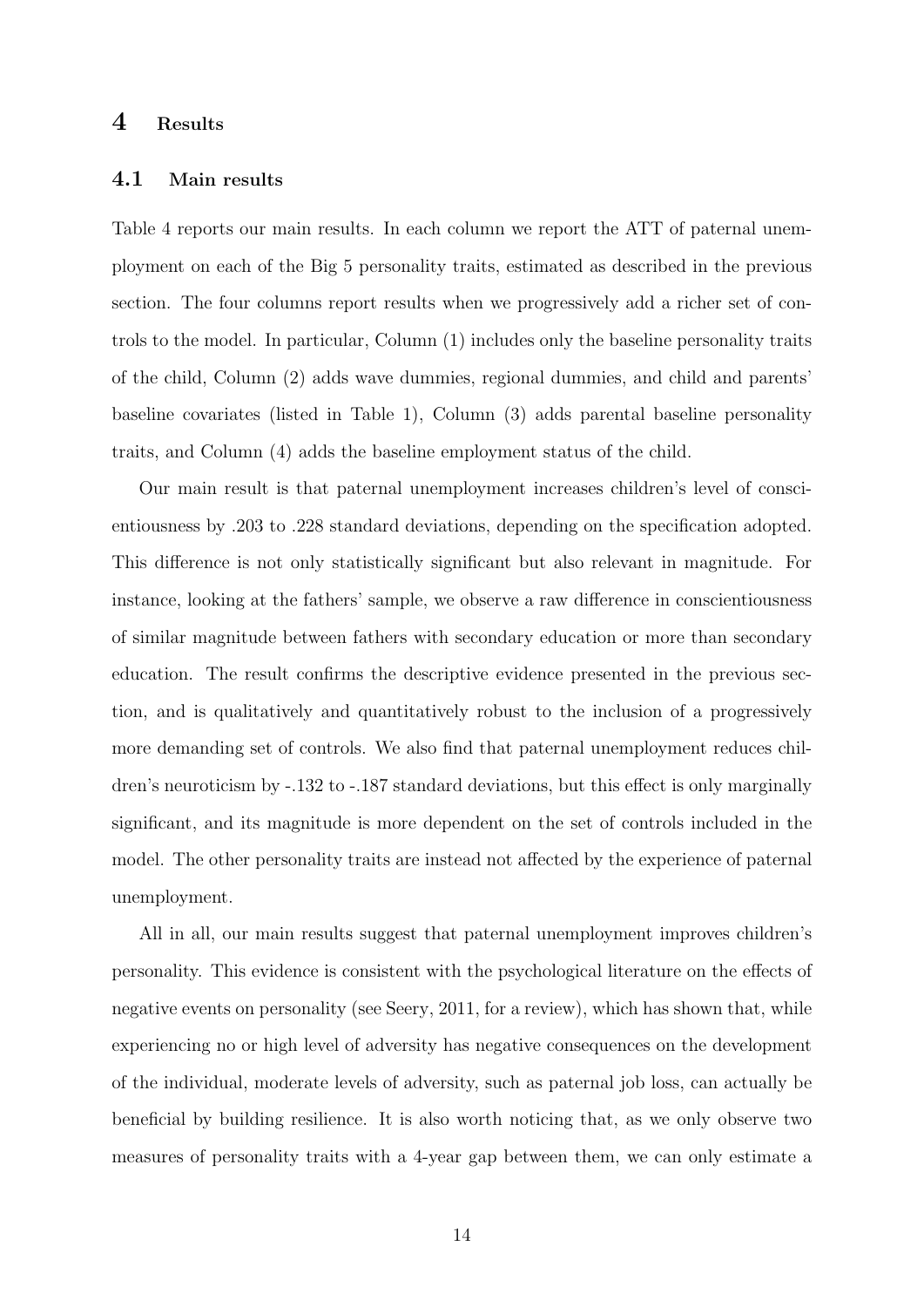# 4 Results

## 4.1 Main results

Table 4 reports our main results. In each column we report the ATT of paternal unemployment on each of the Big 5 personality traits, estimated as described in the previous section. The four columns report results when we progressively add a richer set of controls to the model. In particular, Column (1) includes only the baseline personality traits of the child, Column (2) adds wave dummies, regional dummies, and child and parents' baseline covariates (listed in Table 1), Column (3) adds parental baseline personality traits, and Column (4) adds the baseline employment status of the child.

Our main result is that paternal unemployment increases children's level of conscientiousness by .203 to .228 standard deviations, depending on the specification adopted. This difference is not only statistically significant but also relevant in magnitude. For instance, looking at the fathers' sample, we observe a raw difference in conscientiousness of similar magnitude between fathers with secondary education or more than secondary education. The result confirms the descriptive evidence presented in the previous section, and is qualitatively and quantitatively robust to the inclusion of a progressively more demanding set of controls. We also find that paternal unemployment reduces children's neuroticism by -.132 to -.187 standard deviations, but this effect is only marginally significant, and its magnitude is more dependent on the set of controls included in the model. The other personality traits are instead not affected by the experience of paternal unemployment.

All in all, our main results suggest that paternal unemployment improves children's personality. This evidence is consistent with the psychological literature on the effects of negative events on personality (see Seery, 2011, for a review), which has shown that, while experiencing no or high level of adversity has negative consequences on the development of the individual, moderate levels of adversity, such as paternal job loss, can actually be beneficial by building resilience. It is also worth noticing that, as we only observe two measures of personality traits with a 4-year gap between them, we can only estimate a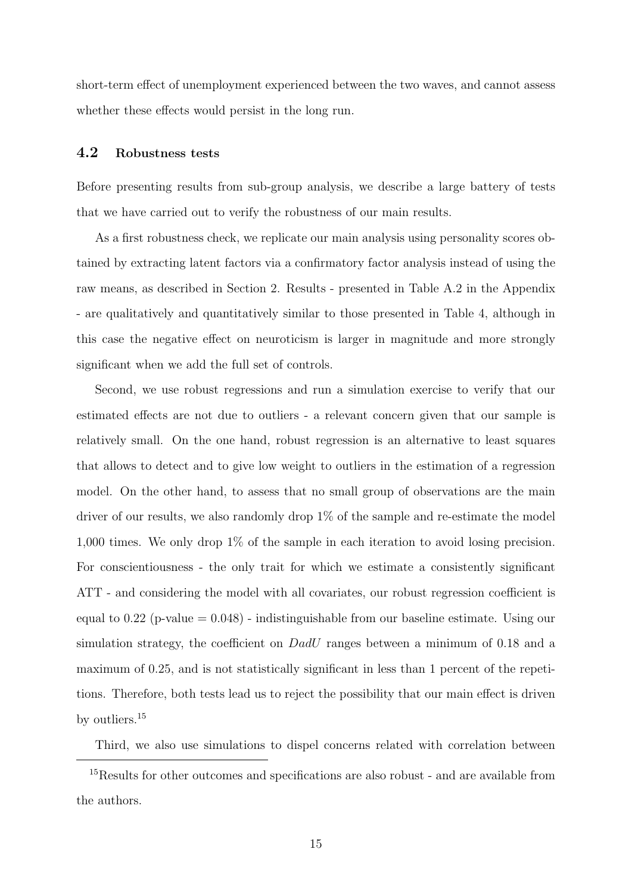short-term effect of unemployment experienced between the two waves, and cannot assess whether these effects would persist in the long run.

### 4.2 Robustness tests

Before presenting results from sub-group analysis, we describe a large battery of tests that we have carried out to verify the robustness of our main results.

As a first robustness check, we replicate our main analysis using personality scores obtained by extracting latent factors via a confirmatory factor analysis instead of using the raw means, as described in Section 2. Results - presented in Table A.2 in the Appendix - are qualitatively and quantitatively similar to those presented in Table 4, although in this case the negative effect on neuroticism is larger in magnitude and more strongly significant when we add the full set of controls.

Second, we use robust regressions and run a simulation exercise to verify that our estimated effects are not due to outliers - a relevant concern given that our sample is relatively small. On the one hand, robust regression is an alternative to least squares that allows to detect and to give low weight to outliers in the estimation of a regression model. On the other hand, to assess that no small group of observations are the main driver of our results, we also randomly drop 1% of the sample and re-estimate the model 1,000 times. We only drop 1% of the sample in each iteration to avoid losing precision. For conscientiousness - the only trait for which we estimate a consistently significant ATT - and considering the model with all covariates, our robust regression coefficient is equal to 0.22 (p-value = 0.048) - indistinguishable from our baseline estimate. Using our simulation strategy, the coefficient on *DadU* ranges between a minimum of 0.18 and a maximum of 0.25, and is not statistically significant in less than 1 percent of the repetitions. Therefore, both tests lead us to reject the possibility that our main effect is driven by outliers.[15]

Third, we also use simulations to dispel concerns related with correlation between

[15]Results for other outcomes and specifications are also robust - and are available from the authors.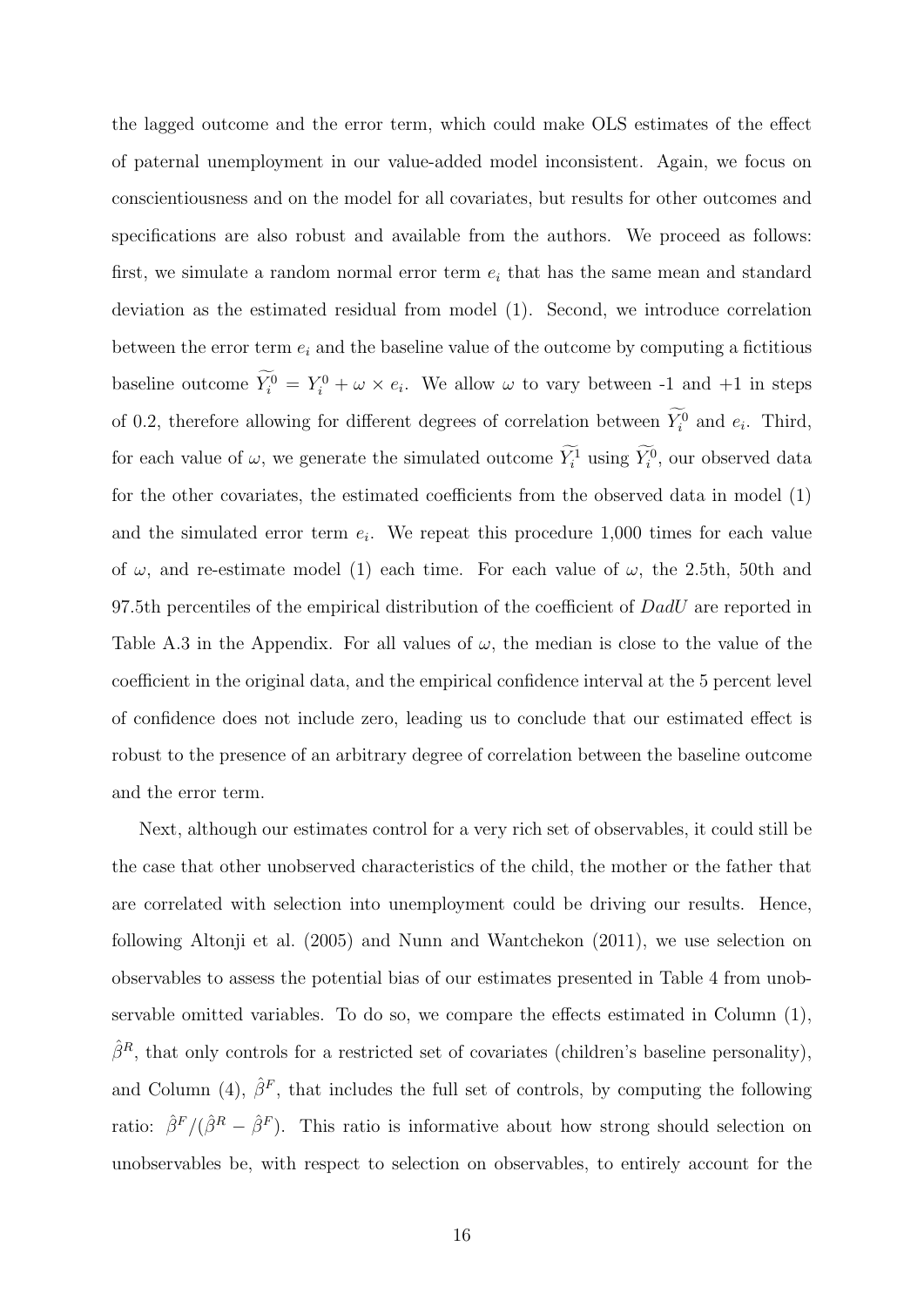the lagged outcome and the error term, which could make OLS estimates of the effect of paternal unemployment in our value-added model inconsistent. Again, we focus on conscientiousness and on the model for all covariates, but results for other outcomes and specifications are also robust and available from the authors. We proceed as follows: first, we simulate a random normal error term $e_i$ that has the same mean and standard deviation as the estimated residual from model (1). Second, we introduce correlation between the error term $e_i$ and the baseline value of the outcome by computing a fictitious baseline outcome $\widetilde{Y_i^0} = Y_i^0 + \omega \times e_i$. We allow $\omega$ to vary between -1 and +1 in steps of 0.2, therefore allowing for different degrees of correlation between $\widetilde{Y_i^0}$ and $e_i$. Third, for each value of $\omega$, we generate the simulated outcome $\widetilde{Y_i^1}$ using $\widetilde{Y_i^0}$, our observed data for the other covariates, the estimated coefficients from the observed data in model (1) and the simulated error term $e_i$. We repeat this procedure 1,000 times for each value of $\omega$, and re-estimate model (1) each time. For each value of $\omega$, the 2.5th, 50th and 97.5th percentiles of the empirical distribution of the coefficient of $DadU$ are reported in Table A.3 in the Appendix. For all values of $\omega$, the median is close to the value of the coefficient in the original data, and the empirical confidence interval at the 5 percent level of confidence does not include zero, leading us to conclude that our estimated effect is robust to the presence of an arbitrary degree of correlation between the baseline outcome and the error term.

Next, although our estimates control for a very rich set of observables, it could still be the case that other unobserved characteristics of the child, the mother or the father that are correlated with selection into unemployment could be driving our results. Hence, following Altonji et al. (2005) and Nunn and Wantchekon (2011), we use selection on observables to assess the potential bias of our estimates presented in Table 4 from unobservable omitted variables. To do so, we compare the effects estimated in Column (1), $\hat{\beta}^R$, that only controls for a restricted set of covariates (children's baseline personality), and Column (4), $\hat{\beta}^F$, that includes the full set of controls, by computing the following ratio: $\hat{\beta}^F/(\hat{\beta}^R - \hat{\beta}^F)$. This ratio is informative about how strong should selection on unobservables be, with respect to selection on observables, to entirely account for the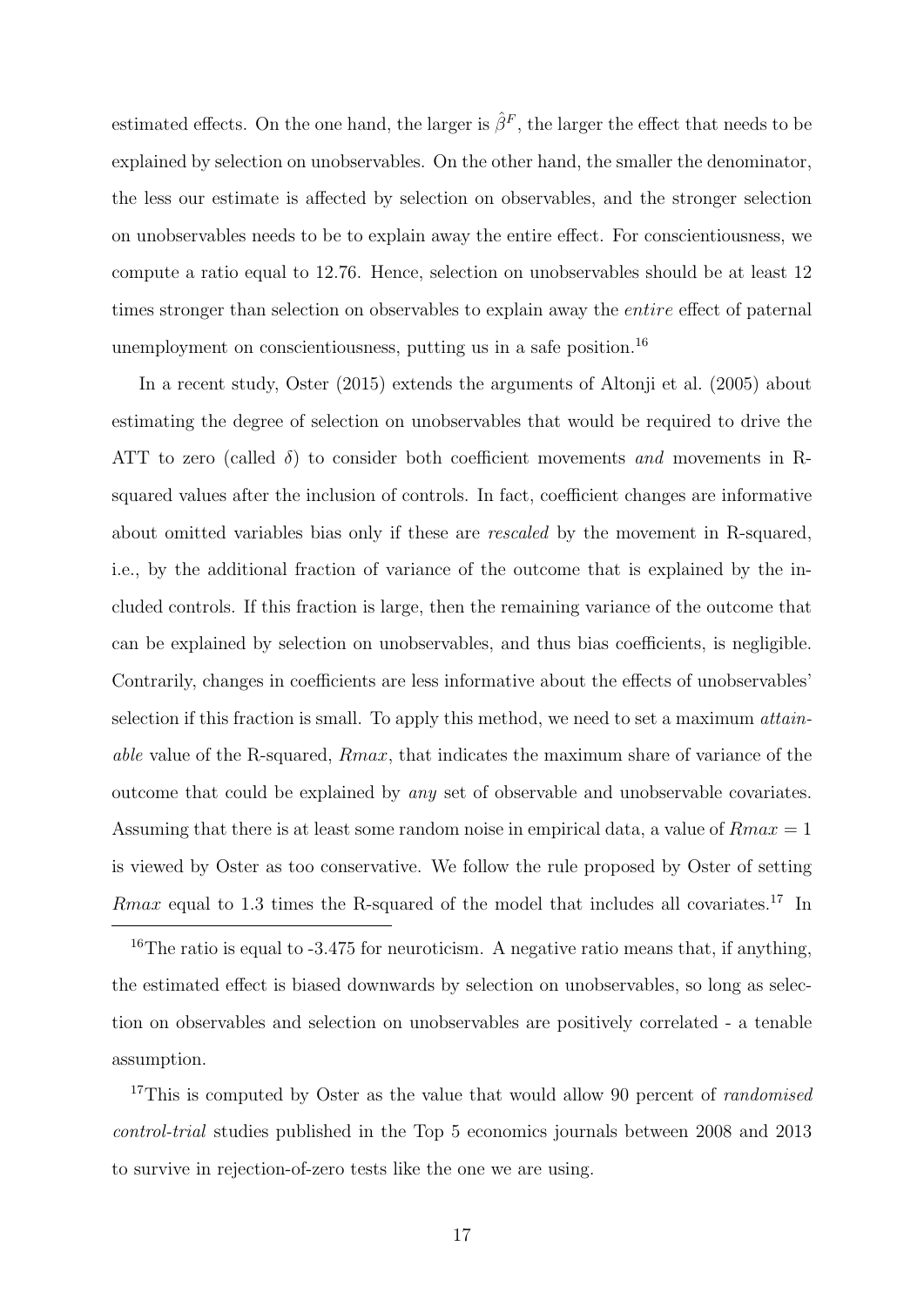estimated effects. On the one hand, the larger is $\hat{\beta}^F$, the larger the effect that needs to be explained by selection on unobservables. On the other hand, the smaller the denominator, the less our estimate is affected by selection on observables, and the stronger selection on unobservables needs to be to explain away the entire effect. For conscientiousness, we compute a ratio equal to 12.76. Hence, selection on unobservables should be at least 12 times stronger than selection on observables to explain away the *entire* effect of paternal unemployment on conscientiousness, putting us in a safe position.[16]

In a recent study, Oster (2015) extends the arguments of Altonji et al. (2005) about estimating the degree of selection on unobservables that would be required to drive the ATT to zero (called $\delta$) to consider both coefficient movements *and* movements in R-squared values after the inclusion of controls. In fact, coefficient changes are informative about omitted variables bias only if these are *rescaled* by the movement in R-squared, i.e., by the additional fraction of variance of the outcome that is explained by the included controls. If this fraction is large, then the remaining variance of the outcome that can be explained by selection on unobservables, and thus bias coefficients, is negligible. Contrarily, changes in coefficients are less informative about the effects of unobservables' selection if this fraction is small. To apply this method, we need to set a maximum *attainable* value of the R-squared, $Rmax$, that indicates the maximum share of variance of the outcome that could be explained by *any* set of observable and unobservable covariates. Assuming that there is at least some random noise in empirical data, a value of $Rmax = 1$ is viewed by Oster as too conservative. We follow the rule proposed by Oster of setting $Rmax$ equal to 1.3 times the R-squared of the model that includes all covariates.[17] In

[16]The ratio is equal to -3.475 for neuroticism. A negative ratio means that, if anything, the estimated effect is biased downwards by selection on unobservables, so long as selection on observables and selection on unobservables are positively correlated - a tenable assumption.

[17]This is computed by Oster as the value that would allow 90 percent of *randomised control-trial* studies published in the Top 5 economics journals between 2008 and 2013 to survive in rejection-of-zero tests like the one we are using.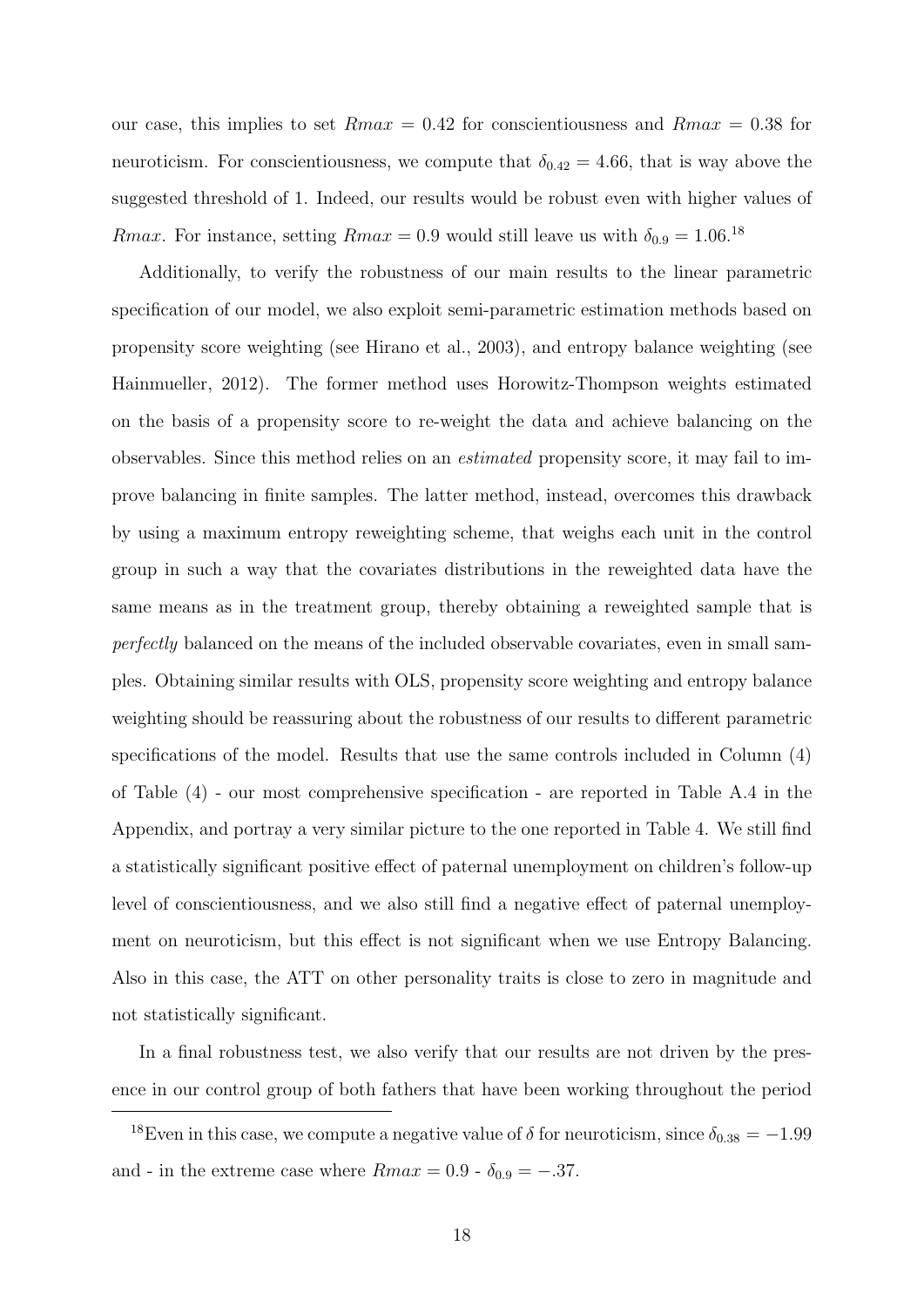our case, this implies to set $Rmax = 0.42$ for conscientiousness and $Rmax = 0.38$ for neuroticism. For conscientiousness, we compute that $\delta_{0.42} = 4.66$, that is way above the suggested threshold of 1. Indeed, our results would be robust even with higher values of $Rmax$. For instance, setting $Rmax = 0.9$ would still leave us with $\delta_{0.9} = 1.06$.[18]

Additionally, to verify the robustness of our main results to the linear parametric specification of our model, we also exploit semi-parametric estimation methods based on propensity score weighting (see Hirano et al., 2003), and entropy balance weighting (see Hainmueller, 2012). The former method uses Horowitz-Thompson weights estimated on the basis of a propensity score to re-weight the data and achieve balancing on the observables. Since this method relies on an *estimated* propensity score, it may fail to improve balancing in finite samples. The latter method, instead, overcomes this drawback by using a maximum entropy reweighting scheme, that weighs each unit in the control group in such a way that the covariates distributions in the reweighted data have the same means as in the treatment group, thereby obtaining a reweighted sample that is *perfectly* balanced on the means of the included observable covariates, even in small samples. Obtaining similar results with OLS, propensity score weighting and entropy balance weighting should be reassuring about the robustness of our results to different parametric specifications of the model. Results that use the same controls included in Column (4) of Table (4) - our most comprehensive specification - are reported in Table A.4 in the Appendix, and portray a very similar picture to the one reported in Table 4. We still find a statistically significant positive effect of paternal unemployment on children's follow-up level of conscientiousness, and we also still find a negative effect of paternal unemployment on neuroticism, but this effect is not significant when we use Entropy Balancing. Also in this case, the ATT on other personality traits is close to zero in magnitude and not statistically significant.

In a final robustness test, we also verify that our results are not driven by the presence in our control group of both fathers that have been working throughout the period

[18] Even in this case, we compute a negative value of $\delta$ for neuroticism, since $\delta_{0.38} = -1.99$ and - in the extreme case where $Rmax = 0.9$ - $\delta_{0.9} = -.37$.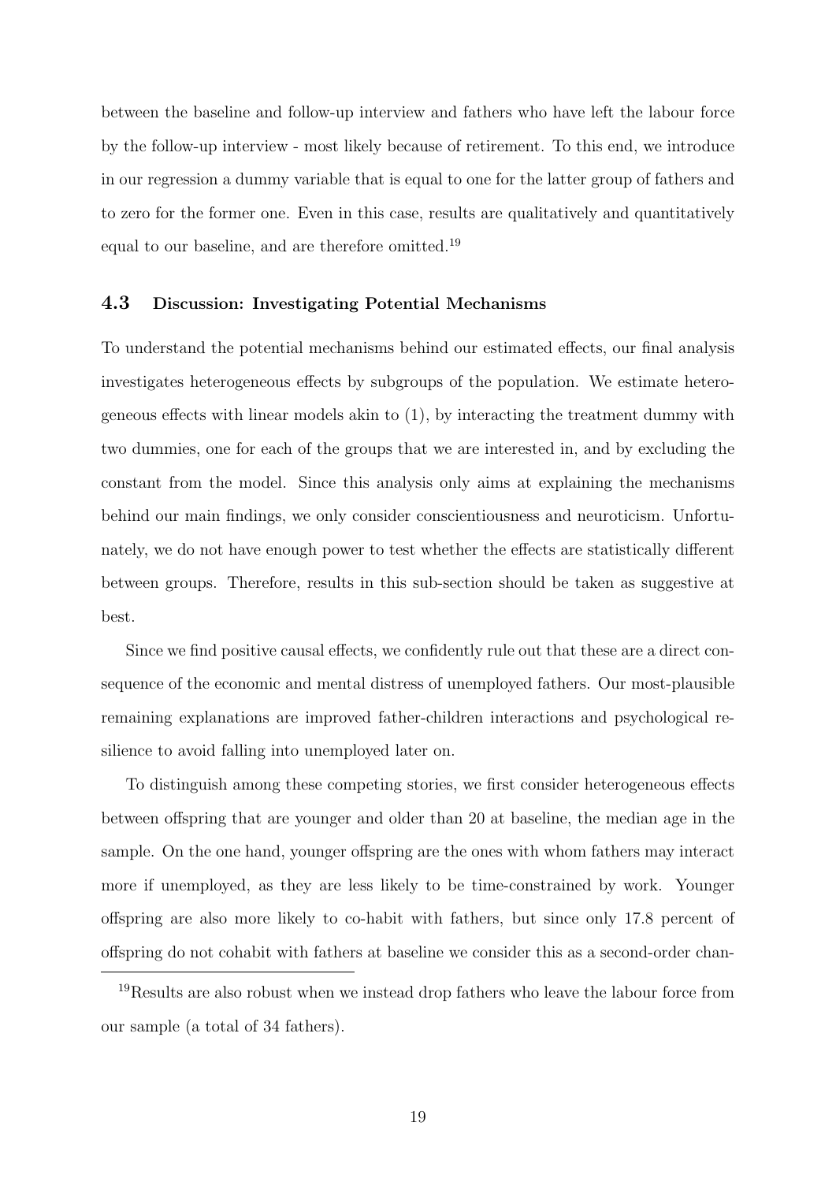between the baseline and follow-up interview and fathers who have left the labour force by the follow-up interview - most likely because of retirement. To this end, we introduce in our regression a dummy variable that is equal to one for the latter group of fathers and to zero for the former one. Even in this case, results are qualitatively and quantitatively equal to our baseline, and are therefore omitted.[19]

### 4.3 Discussion: Investigating Potential Mechanisms

To understand the potential mechanisms behind our estimated effects, our final analysis investigates heterogeneous effects by subgroups of the population. We estimate heterogeneous effects with linear models akin to (1), by interacting the treatment dummy with two dummies, one for each of the groups that we are interested in, and by excluding the constant from the model. Since this analysis only aims at explaining the mechanisms behind our main findings, we only consider conscientiousness and neuroticism. Unfortunately, we do not have enough power to test whether the effects are statistically different between groups. Therefore, results in this sub-section should be taken as suggestive at best.

Since we find positive causal effects, we confidently rule out that these are a direct consequence of the economic and mental distress of unemployed fathers. Our most-plausible remaining explanations are improved father-children interactions and psychological resilience to avoid falling into unemployed later on.

To distinguish among these competing stories, we first consider heterogeneous effects between offspring that are younger and older than 20 at baseline, the median age in the sample. On the one hand, younger offspring are the ones with whom fathers may interact more if unemployed, as they are less likely to be time-constrained by work. Younger offspring are also more likely to co-habit with fathers, but since only 17.8 percent of offspring do not cohabit with fathers at baseline we consider this as a second-order chan-

[19] Results are also robust when we instead drop fathers who leave the labour force from our sample (a total of 34 fathers).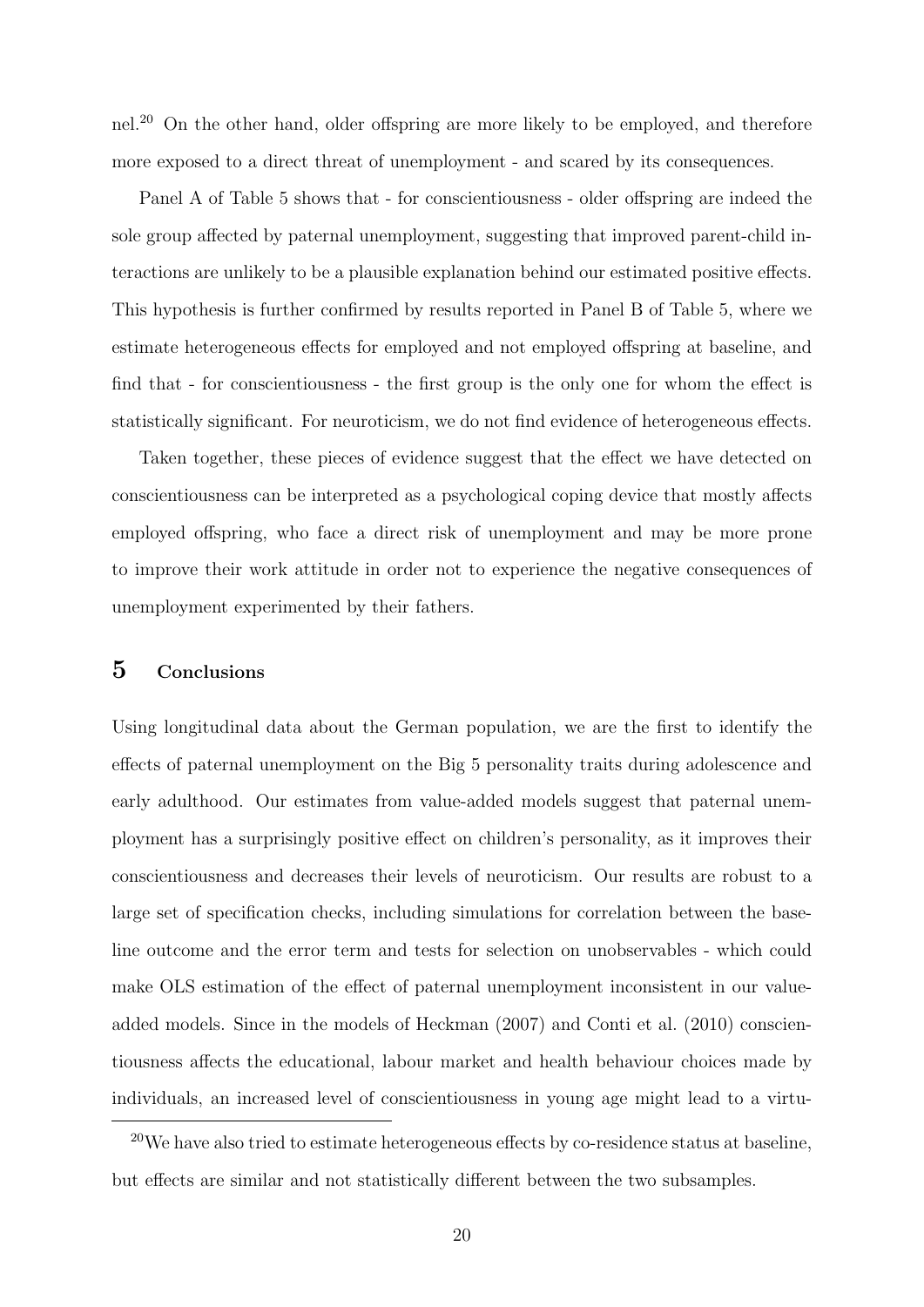nel.[20] On the other hand, older offspring are more likely to be employed, and therefore more exposed to a direct threat of unemployment - and scared by its consequences.

Panel A of Table 5 shows that - for conscientiousness - older offspring are indeed the sole group affected by paternal unemployment, suggesting that improved parent-child interactions are unlikely to be a plausible explanation behind our estimated positive effects. This hypothesis is further confirmed by results reported in Panel B of Table 5, where we estimate heterogeneous effects for employed and not employed offspring at baseline, and find that - for conscientiousness - the first group is the only one for whom the effect is statistically significant. For neuroticism, we do not find evidence of heterogeneous effects.

Taken together, these pieces of evidence suggest that the effect we have detected on conscientiousness can be interpreted as a psychological coping device that mostly affects employed offspring, who face a direct risk of unemployment and may be more prone to improve their work attitude in order not to experience the negative consequences of unemployment experimented by their fathers.

## 5 Conclusions

Using longitudinal data about the German population, we are the first to identify the effects of paternal unemployment on the Big 5 personality traits during adolescence and early adulthood. Our estimates from value-added models suggest that paternal unemployment has a surprisingly positive effect on children's personality, as it improves their conscientiousness and decreases their levels of neuroticism. Our results are robust to a large set of specification checks, including simulations for correlation between the baseline outcome and the error term and tests for selection on unobservables - which could make OLS estimation of the effect of paternal unemployment inconsistent in our value-added models. Since in the models of Heckman (2007) and Conti et al. (2010) conscientiousness affects the educational, labour market and health behaviour choices made by individuals, an increased level of conscientiousness in young age might lead to a virtu-

[20] We have also tried to estimate heterogeneous effects by co-residence status at baseline, but effects are similar and not statistically different between the two subsamples.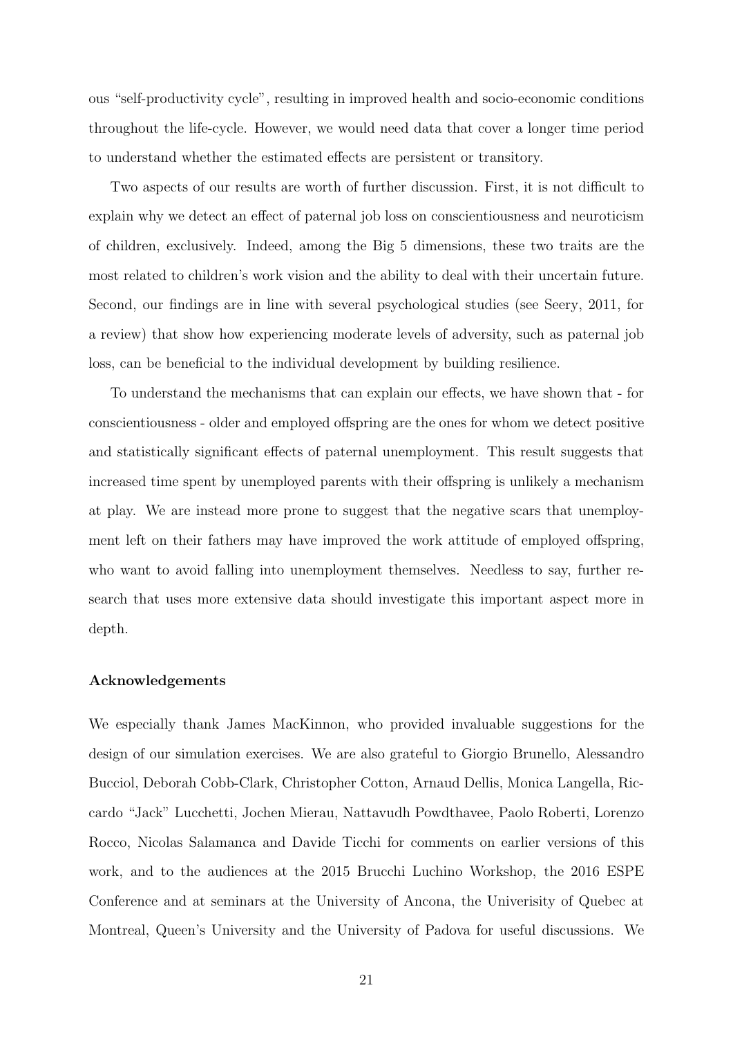ous "self-productivity cycle", resulting in improved health and socio-economic conditions throughout the life-cycle. However, we would need data that cover a longer time period to understand whether the estimated effects are persistent or transitory.

Two aspects of our results are worth of further discussion. First, it is not difficult to explain why we detect an effect of paternal job loss on conscientiousness and neuroticism of children, exclusively. Indeed, among the Big 5 dimensions, these two traits are the most related to children's work vision and the ability to deal with their uncertain future. Second, our findings are in line with several psychological studies (see Seery, 2011, for a review) that show how experiencing moderate levels of adversity, such as paternal job loss, can be beneficial to the individual development by building resilience.

To understand the mechanisms that can explain our effects, we have shown that - for conscientiousness - older and employed offspring are the ones for whom we detect positive and statistically significant effects of paternal unemployment. This result suggests that increased time spent by unemployed parents with their offspring is unlikely a mechanism at play. We are instead more prone to suggest that the negative scars that unemployment left on their fathers may have improved the work attitude of employed offspring, who want to avoid falling into unemployment themselves. Needless to say, further research that uses more extensive data should investigate this important aspect more in depth.

**Acknowledgements**

We especially thank James MacKinnon, who provided invaluable suggestions for the design of our simulation exercises. We are also grateful to Giorgio Brunello, Alessandro Bucciol, Deborah Cobb-Clark, Christopher Cotton, Arnaud Dellis, Monica Langella, Riccardo "Jack" Lucchetti, Jochen Mierau, Nattavudh Powdthavee, Paolo Roberti, Lorenzo Rocco, Nicolas Salamanca and Davide Ticchi for comments on earlier versions of this work, and to the audiences at the 2015 Brucchi Luchino Workshop, the 2016 ESPE Conference and at seminars at the University of Ancona, the Univerisity of Quebec at Montreal, Queen's University and the University of Padova for useful discussions. We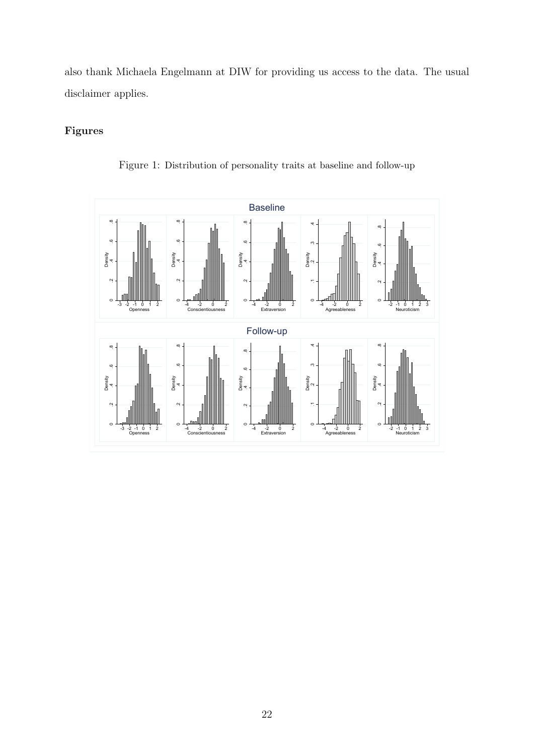also thank Michaela Engelmann at DIW for providing us access to the data. The usual disclaimer applies.

## Figures

Figure 1: Distribution of personality traits at baseline and follow-up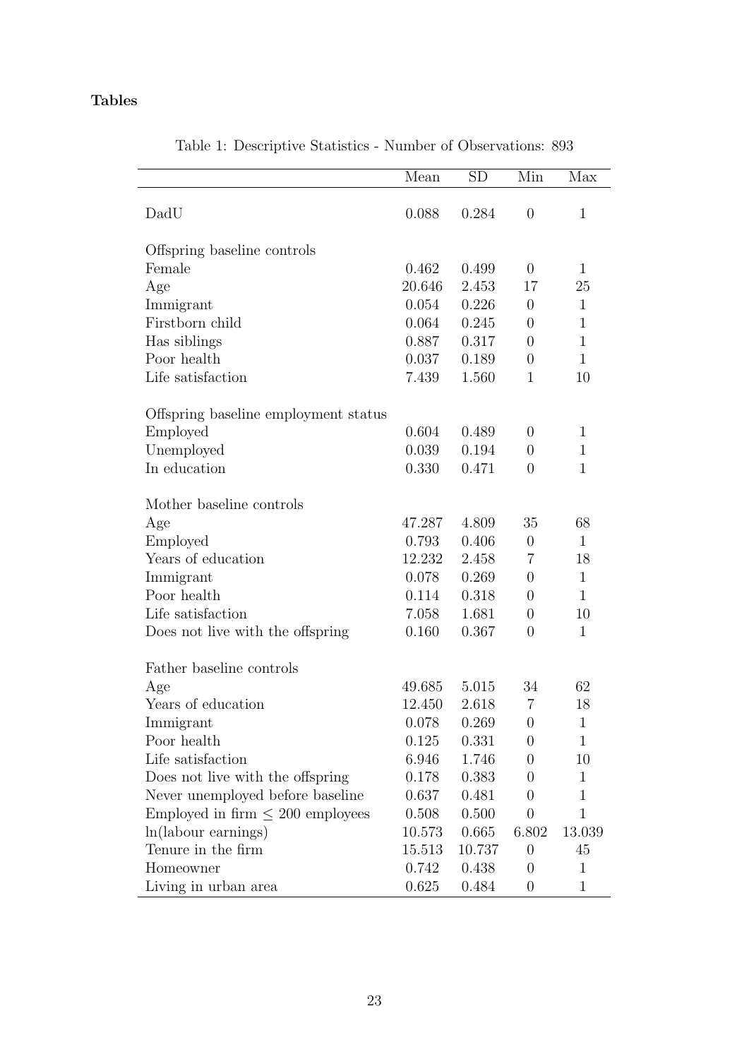# Tables

Table 1: Descriptive Statistics - Number of Observations: 893

| | Mean | SD | Min | Max |
|---|---|---|---|---|
| DadU | 0.088 | 0.284 | 0 | 1 |
| Offspring baseline controls | | | | |
| Female | 0.462 | 0.499 | 0 | 1 |
| Age | 20.646 | 2.453 | 17 | 25 |
| Immigrant | 0.054 | 0.226 | 0 | 1 |
| Firstborn child | 0.064 | 0.245 | 0 | 1 |
| Has siblings | 0.887 | 0.317 | 0 | 1 |
| Poor health | 0.037 | 0.189 | 0 | 1 |
| Life satisfaction | 7.439 | 1.560 | 1 | 10 |
| Offspring baseline employment status | | | | |
| Employed | 0.604 | 0.489 | 0 | 1 |
| Unemployed | 0.039 | 0.194 | 0 | 1 |
| In education | 0.330 | 0.471 | 0 | 1 |
| Mother baseline controls | | | | |
| Age | 47.287 | 4.809 | 35 | 68 |
| Employed | 0.793 | 0.406 | 0 | 1 |
| Years of education | 12.232 | 2.458 | 7 | 18 |
| Immigrant | 0.078 | 0.269 | 0 | 1 |
| Poor health | 0.114 | 0.318 | 0 | 1 |
| Life satisfaction | 7.058 | 1.681 | 0 | 10 |
| Does not live with the offspring | 0.160 | 0.367 | 0 | 1 |
| Father baseline controls | | | | |
| Age | 49.685 | 5.015 | 34 | 62 |
| Years of education | 12.450 | 2.618 | 7 | 18 |
| Immigrant | 0.078 | 0.269 | 0 | 1 |
| Poor health | 0.125 | 0.331 | 0 | 1 |
| Life satisfaction | 6.946 | 1.746 | 0 | 10 |
| Does not live with the offspring | 0.178 | 0.383 | 0 | 1 |
| Never unemployed before baseline | 0.637 | 0.481 | 0 | 1 |
| Employed in firm $\leq$ 200 employees | 0.508 | 0.500 | 0 | 1 |
| ln(labour earnings) | 10.573 | 0.665 | 6.802 | 13.039 |
| Tenure in the firm | 15.513 | 10.737 | 0 | 45 |
| Homeowner | 0.742 | 0.438 | 0 | 1 |
| Living in urban area | 0.625 | 0.484 | 0 | 1 |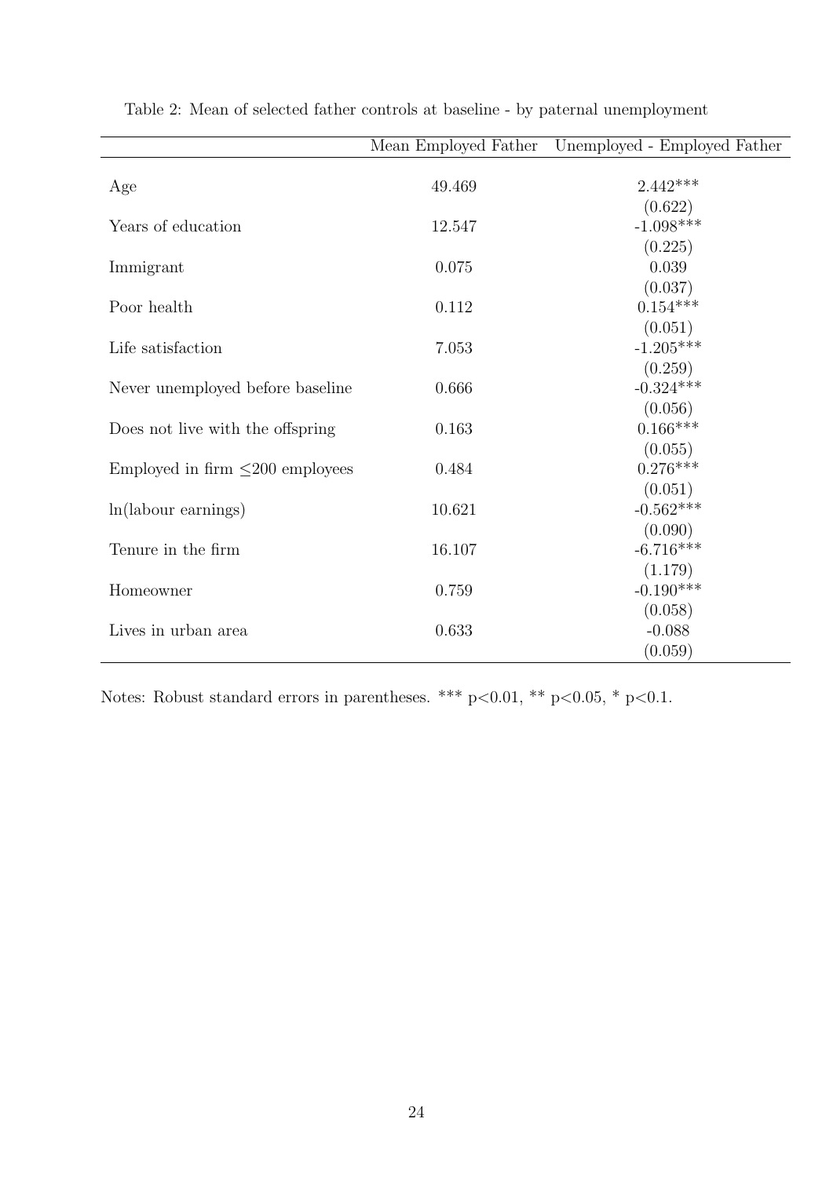Table 2: Mean of selected father controls at baseline - by paternal unemployment

| | Mean Employed Father | Unemployed - Employed Father |
|---|---|---|
| Age | 49.469 | 2.442*** |
| | | (0.622) |
| Years of education | 12.547 | -1.098*** |
| | | (0.225) |
| Immigrant | 0.075 | 0.039 |
| | | (0.037) |
| Poor health | 0.112 | 0.154*** |
| | | (0.051) |
| Life satisfaction | 7.053 | -1.205*** |
| | | (0.259) |
| Never unemployed before baseline | 0.666 | -0.324*** |
| | | (0.056) |
| Does not live with the offspring | 0.163 | 0.166*** |
| | | (0.055) |
| Employed in firm $\leq$200 employees | 0.484 | 0.276*** |
| | | (0.051) |
| ln(labour earnings) | 10.621 | -0.562*** |
| | | (0.090) |
| Tenure in the firm | 16.107 | -6.716*** |
| | | (1.179) |
| Homeowner | 0.759 | -0.190*** |
| | | (0.058) |
| Lives in urban area | 0.633 | -0.088 |
| | | (0.059) |

Notes: Robust standard errors in parentheses. *** $p<0.01$, ** $p<0.05$, * $p<0.1$.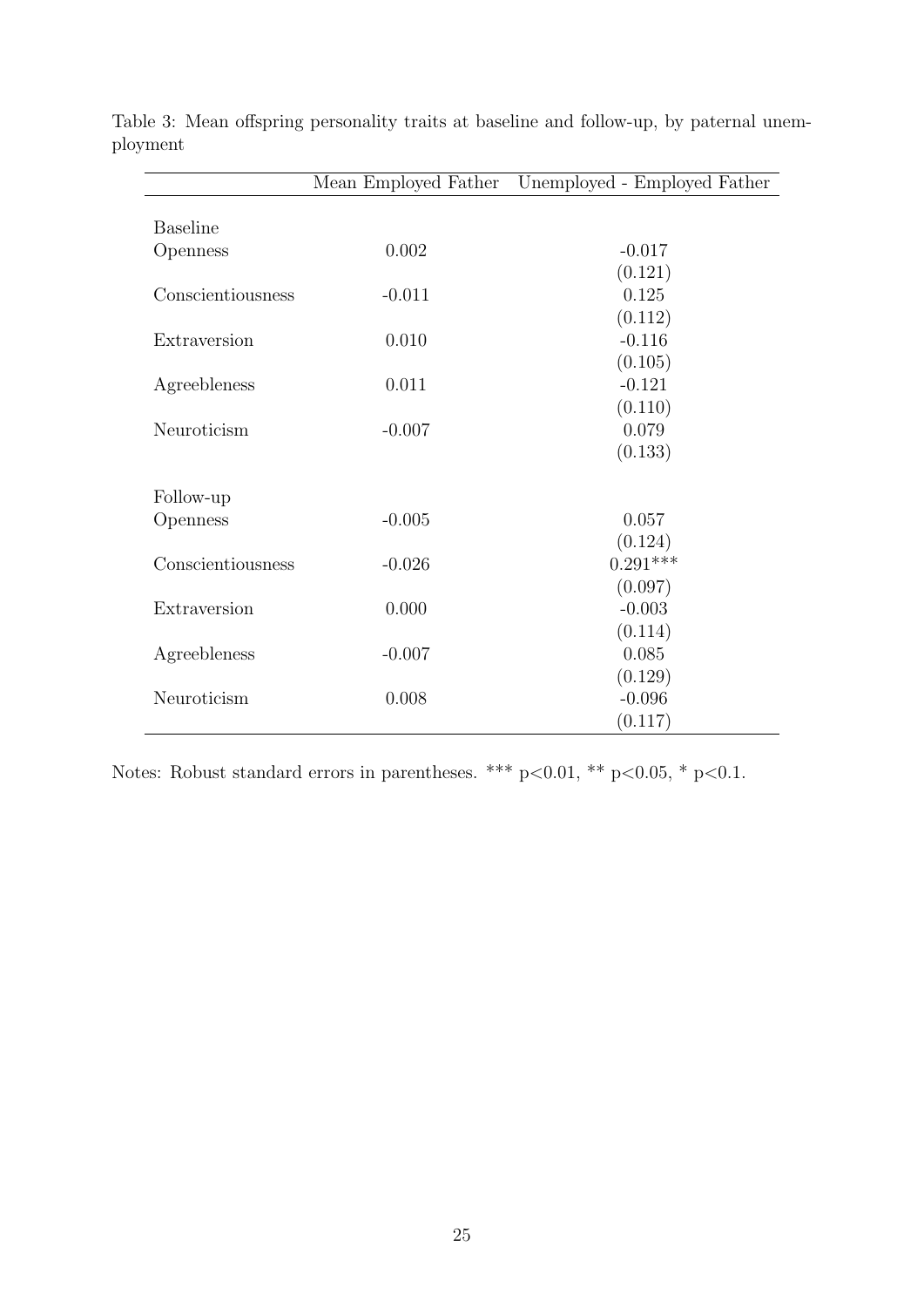Table 3: Mean offspring personality traits at baseline and follow-up, by paternal unemployment

| | Mean Employed Father | Unemployed - Employed Father |
|---|---|---|
| Baseline | | |
| Openness | 0.002 | -0.017 |
| | | (0.121) |
| Conscientiousness | -0.011 | 0.125 |
| | | (0.112) |
| Extraversion | 0.010 | -0.116 |
| | | (0.105) |
| Agreebleness | 0.011 | -0.121 |
| | | (0.110) |
| Neuroticism | -0.007 | 0.079 |
| | | (0.133) |
| Follow-up | | |
| Openness | -0.005 | 0.057 |
| | | (0.124) |
| Conscientiousness | -0.026 | 0.291*** |
| | | (0.097) |
| Extraversion | 0.000 | -0.003 |
| | | (0.114) |
| Agreebleness | -0.007 | 0.085 |
| | | (0.129) |
| Neuroticism | 0.008 | -0.096 |
| | | (0.117) |

Notes: Robust standard errors in parentheses. *** $p<0.01$, ** $p<0.05$, * $p<0.1$.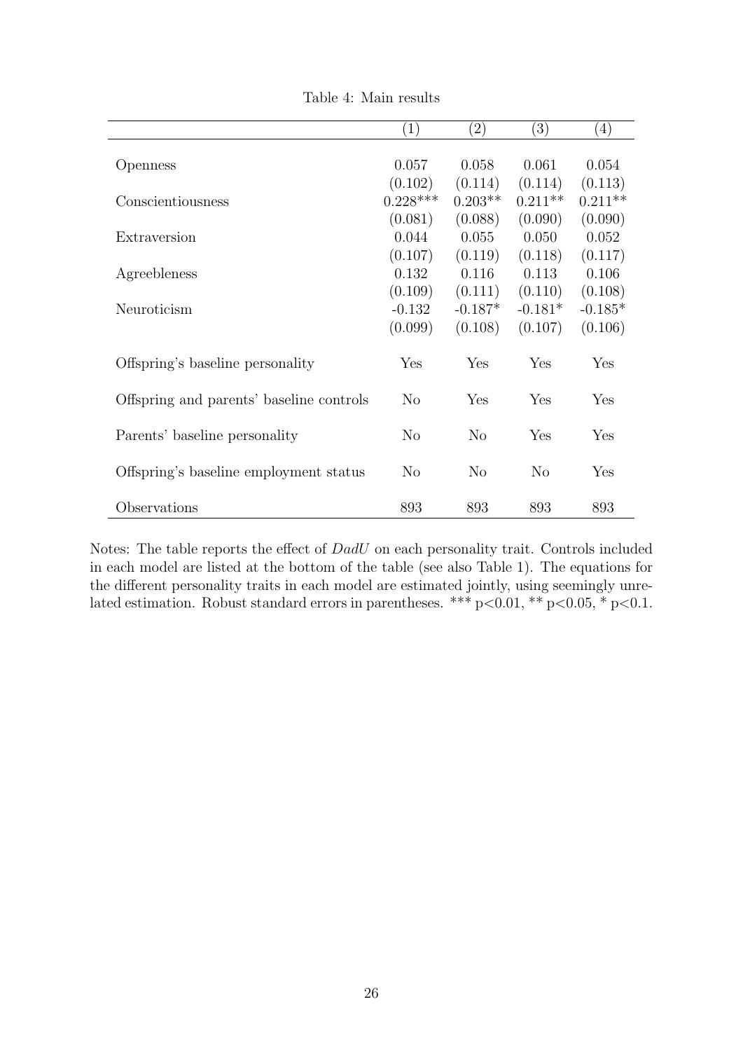Table 4: Main results

| | (1) | (2) | (3) | (4) |
|---|---|---|---|---|
| Openness | 0.057 | 0.058 | 0.061 | 0.054 |
| | (0.102) | (0.114) | (0.114) | (0.113) |
| Conscientiousness | 0.228*** | 0.203** | 0.211** | 0.211** |
| | (0.081) | (0.088) | (0.090) | (0.090) |
| Extraversion | 0.044 | 0.055 | 0.050 | 0.052 |
| | (0.107) | (0.119) | (0.118) | (0.117) |
| Agreebleness | 0.132 | 0.116 | 0.113 | 0.106 |
| | (0.109) | (0.111) | (0.110) | (0.108) |
| Neuroticism | -0.132 | -0.187* | -0.181* | -0.185* |
| | (0.099) | (0.108) | (0.107) | (0.106) |
| Offspring's baseline personality | Yes | Yes | Yes | Yes |
| Offspring and parents' baseline controls | No | Yes | Yes | Yes |
| Parents' baseline personality | No | No | Yes | Yes |
| Offspring's baseline employment status | No | No | No | Yes |
| Observations | 893 | 893 | 893 | 893 |

Notes: The table reports the effect of *DadU* on each personality trait. Controls included in each model are listed at the bottom of the table (see also Table 1). The equations for the different personality traits in each model are estimated jointly, using seemingly unrelated estimation. Robust standard errors in parentheses. *** $p<0.01$, ** $p<0.05$, * $p<0.1$.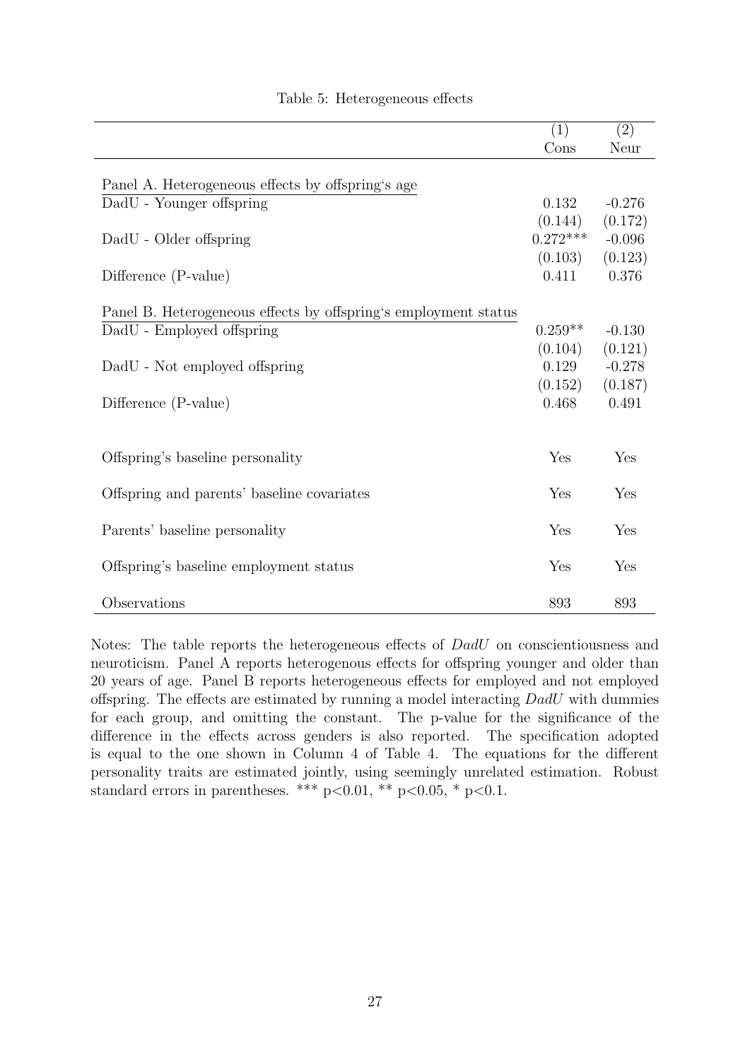Table 5: Heterogeneous effects

| | (1) | (2) |
|---|---|---|
| | Cons | Neur |
| Panel A. Heterogeneous effects by offspring's age | | |
| DadU - Younger offspring | 0.132 | -0.276 |
| | (0.144) | (0.172) |
| DadU - Older offspring | 0.272*** | -0.096 |
| | (0.103) | (0.123) |
| Difference (P-value) | 0.411 | 0.376 |
| Panel B. Heterogeneous effects by offspring's employment status | | |
| DadU - Employed offspring | 0.259** | -0.130 |
| | (0.104) | (0.121) |
| DadU - Not employed offspring | 0.129 | -0.278 |
| | (0.152) | (0.187) |
| Difference (P-value) | 0.468 | 0.491 |
| Offspring's baseline personality | Yes | Yes |
| Offspring and parents' baseline covariates | Yes | Yes |
| Parents' baseline personality | Yes | Yes |
| Offspring's baseline employment status | Yes | Yes |
| Observations | 893 | 893 |

Notes: The table reports the heterogeneous effects of *DadU* on conscientiousness and neuroticism. Panel A reports heterogenous effects for offspring younger and older than 20 years of age. Panel B reports heterogeneous effects for employed and not employed offspring. The effects are estimated by running a model interacting *DadU* with dummies for each group, and omitting the constant. The p-value for the significance of the difference in the effects across genders is also reported. The specification adopted is equal to the one shown in Column 4 of Table 4. The equations for the different personality traits are estimated jointly, using seemingly unrelated estimation. Robust standard errors in parentheses. *** $p<0.01$, ** $p<0.05$, * $p<0.1$.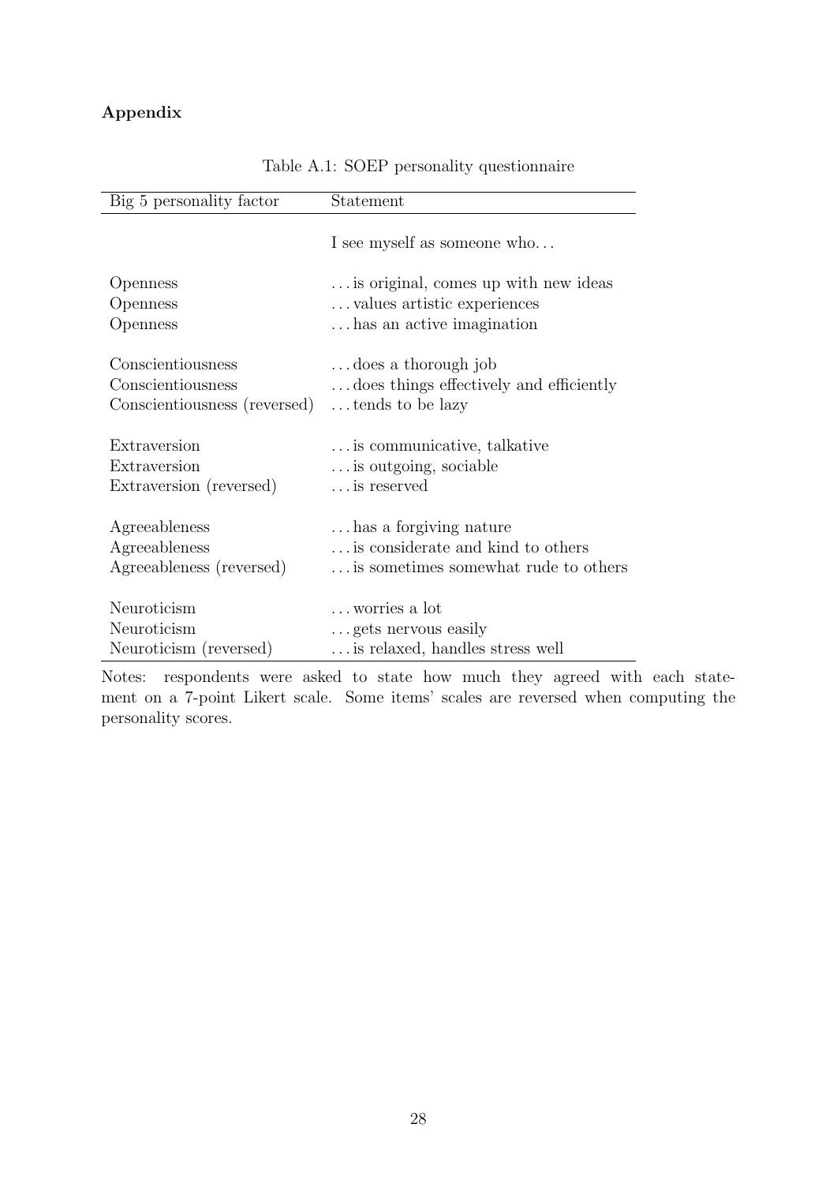**Appendix**

Table A.1: SOEP personality questionnaire

| Big 5 personality factor | Statement |
|---|---|
| | I see myself as someone who… |
| Openness | …is original, comes up with new ideas |
| Openness | …values artistic experiences |
| Openness | …has an active imagination |
| Conscientiousness | …does a thorough job |
| Conscientiousness | …does things effectively and efficiently |
| Conscientiousness (reversed) | …tends to be lazy |
| Extraversion | …is communicative, talkative |
| Extraversion | …is outgoing, sociable |
| Extraversion (reversed) | …is reserved |
| Agreeableness | …has a forgiving nature |
| Agreeableness | …is considerate and kind to others |
| Agreeableness (reversed) | …is sometimes somewhat rude to others |
| Neuroticism | …worries a lot |
| Neuroticism | …gets nervous easily |
| Neuroticism (reversed) | …is relaxed, handles stress well |

Notes: respondents were asked to state how much they agreed with each statement on a 7-point Likert scale. Some items' scales are reversed when computing the personality scores.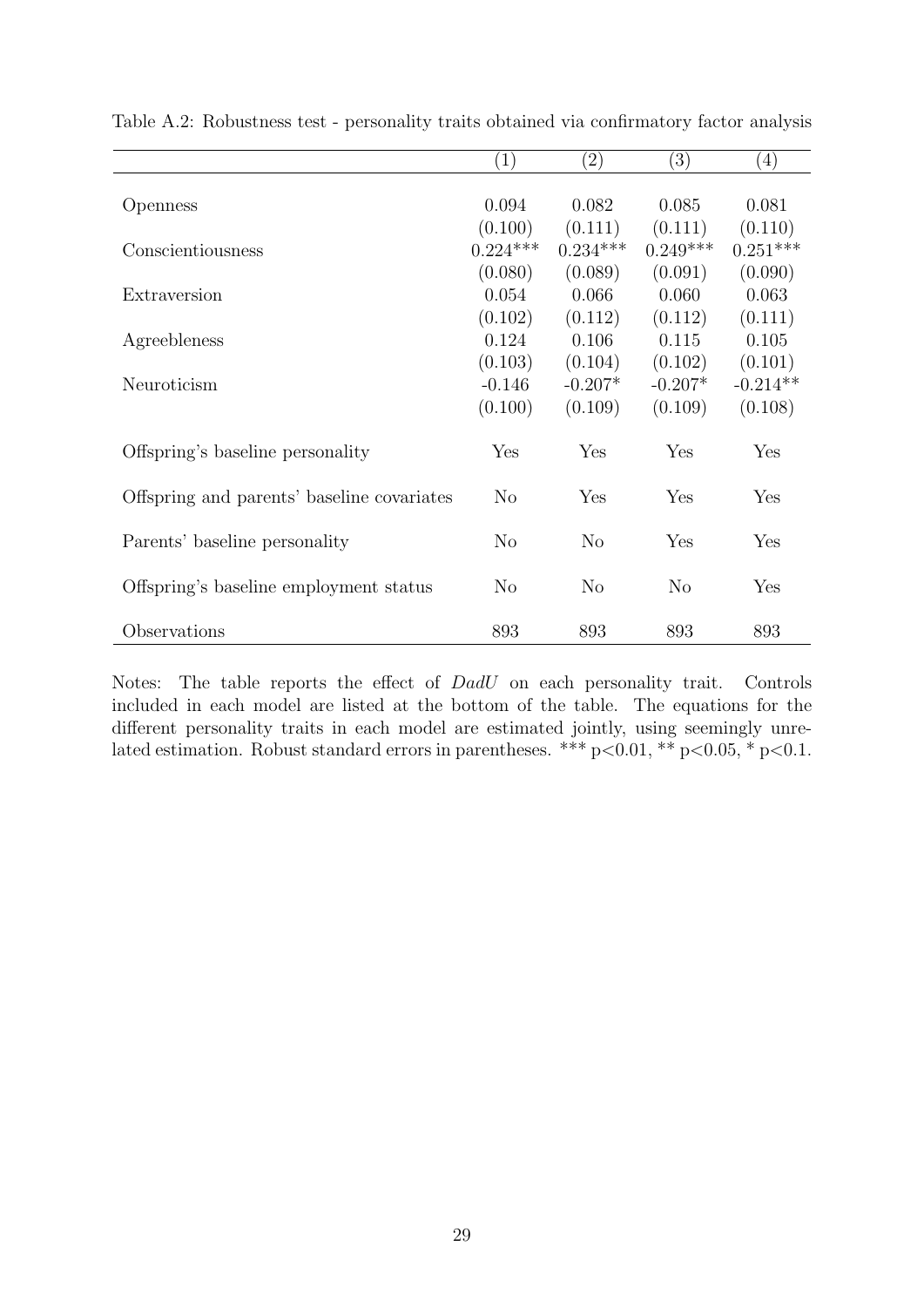Table A.2: Robustness test - personality traits obtained via confirmatory factor analysis

| | (1) | (2) | (3) | (4) |
|---|---|---|---|---|
| Openness | 0.094 | 0.082 | 0.085 | 0.081 |
| | (0.100) | (0.111) | (0.111) | (0.110) |
| Conscientiousness | 0.224*** | 0.234*** | 0.249*** | 0.251*** |
| | (0.080) | (0.089) | (0.091) | (0.090) |
| Extraversion | 0.054 | 0.066 | 0.060 | 0.063 |
| | (0.102) | (0.112) | (0.112) | (0.111) |
| Agreebleness | 0.124 | 0.106 | 0.115 | 0.105 |
| | (0.103) | (0.104) | (0.102) | (0.101) |
| Neuroticism | -0.146 | -0.207* | -0.207* | -0.214** |
| | (0.100) | (0.109) | (0.109) | (0.108) |
| Offspring's baseline personality | Yes | Yes | Yes | Yes |
| Offspring and parents' baseline covariates | No | Yes | Yes | Yes |
| Parents' baseline personality | No | No | Yes | Yes |
| Offspring's baseline employment status | No | No | No | Yes |
| Observations | 893 | 893 | 893 | 893 |

Notes: The table reports the effect of *DadU* on each personality trait. Controls included in each model are listed at the bottom of the table. The equations for the different personality traits in each model are estimated jointly, using seemingly unrelated estimation. Robust standard errors in parentheses. *** p<0.01, ** p<0.05, * p<0.1.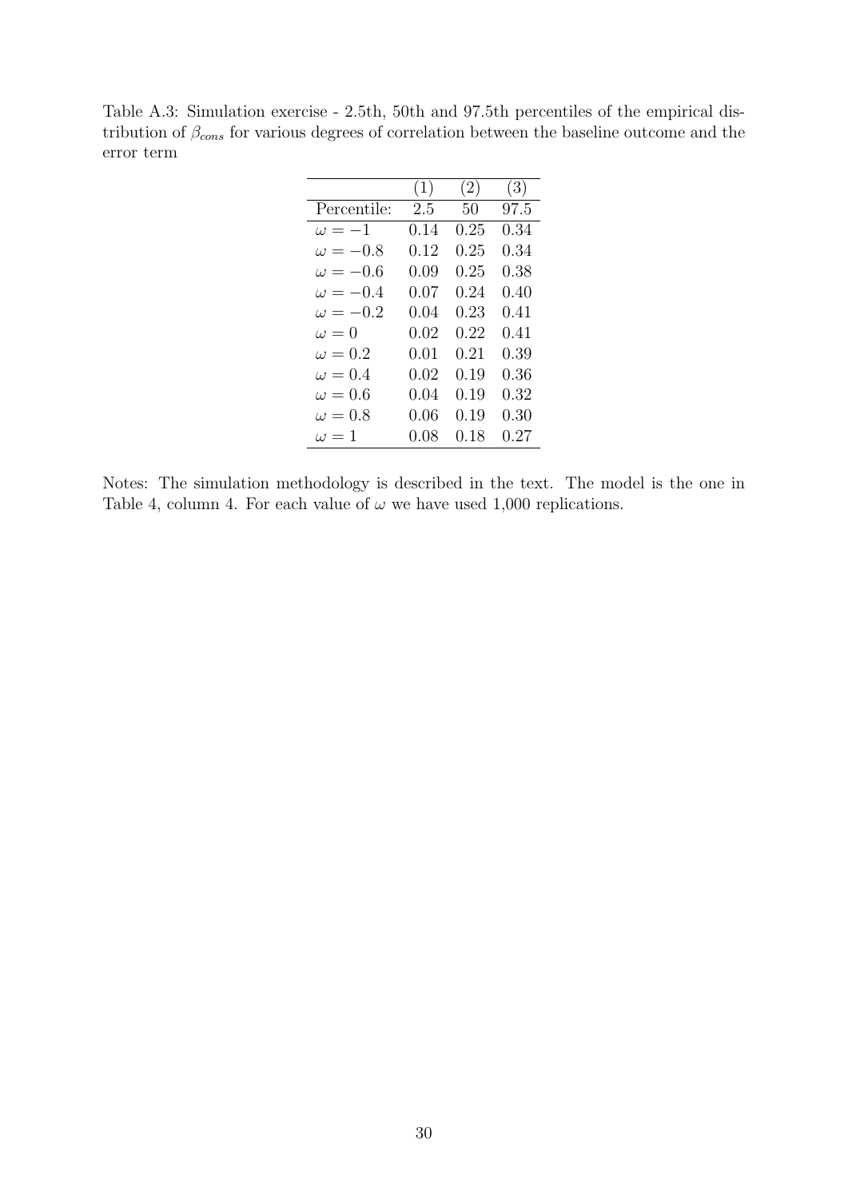Table A.3: Simulation exercise - 2.5th, 50th and 97.5th percentiles of the empirical distribution of $\beta_{cons}$ for various degrees of correlation between the baseline outcome and the error term

| | (1) | (2) | (3) |
|---|---|---|---|
| Percentile: | 2.5 | 50 | 97.5 |
| $\omega = -1$ | 0.14 | 0.25 | 0.34 |
| $\omega = -0.8$ | 0.12 | 0.25 | 0.34 |
| $\omega = -0.6$ | 0.09 | 0.25 | 0.38 |
| $\omega = -0.4$ | 0.07 | 0.24 | 0.40 |
| $\omega = -0.2$ | 0.04 | 0.23 | 0.41 |
| $\omega = 0$ | 0.02 | 0.22 | 0.41 |
| $\omega = 0.2$ | 0.01 | 0.21 | 0.39 |
| $\omega = 0.4$ | 0.02 | 0.19 | 0.36 |
| $\omega = 0.6$ | 0.04 | 0.19 | 0.32 |
| $\omega = 0.8$ | 0.06 | 0.19 | 0.30 |
| $\omega = 1$ | 0.08 | 0.18 | 0.27 |

Notes: The simulation methodology is described in the text. The model is the one in Table 4, column 4. For each value of $\omega$ we have used 1,000 replications.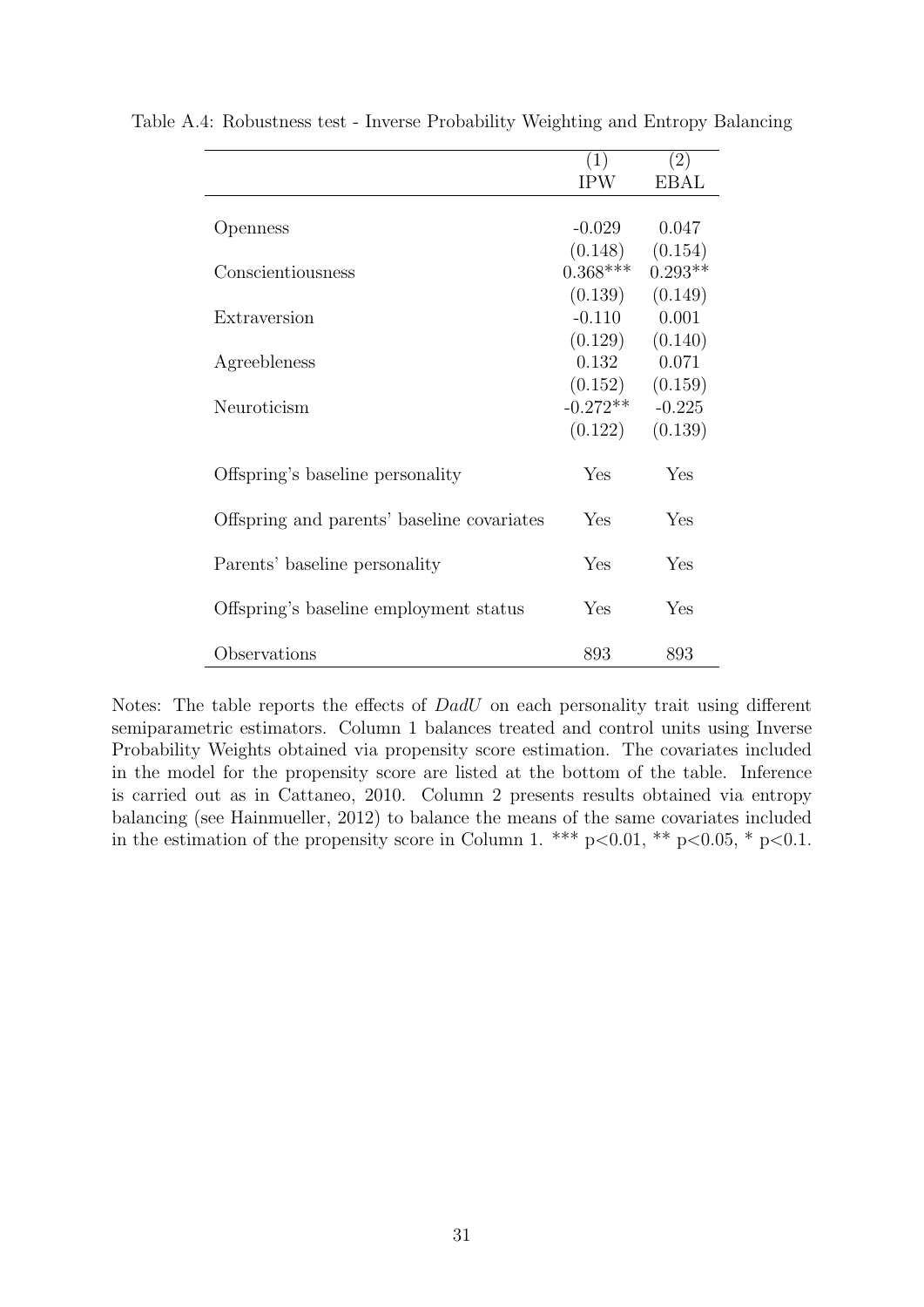Table A.4: Robustness test - Inverse Probability Weighting and Entropy Balancing

| | (1) | (2) |
|---|---|---|
| | IPW | EBAL |
| Openness | -0.029 | 0.047 |
| | (0.148) | (0.154) |
| Conscientiousness | 0.368*** | 0.293** |
| | (0.139) | (0.149) |
| Extraversion | -0.110 | 0.001 |
| | (0.129) | (0.140) |
| Agreebleness | 0.132 | 0.071 |
| | (0.152) | (0.159) |
| Neuroticism | -0.272** | -0.225 |
| | (0.122) | (0.139) |
| Offspring's baseline personality | Yes | Yes |
| Offspring and parents' baseline covariates | Yes | Yes |
| Parents' baseline personality | Yes | Yes |
| Offspring's baseline employment status | Yes | Yes |
| Observations | 893 | 893 |

Notes: The table reports the effects of *DadU* on each personality trait using different semiparametric estimators. Column 1 balances treated and control units using Inverse Probability Weights obtained via propensity score estimation. The covariates included in the model for the propensity score are listed at the bottom of the table. Inference is carried out as in Cattaneo, 2010. Column 2 presents results obtained via entropy balancing (see Hainmueller, 2012) to balance the means of the same covariates included in the estimation of the propensity score in Column 1. *** p<0.01, ** p<0.05, * p<0.1.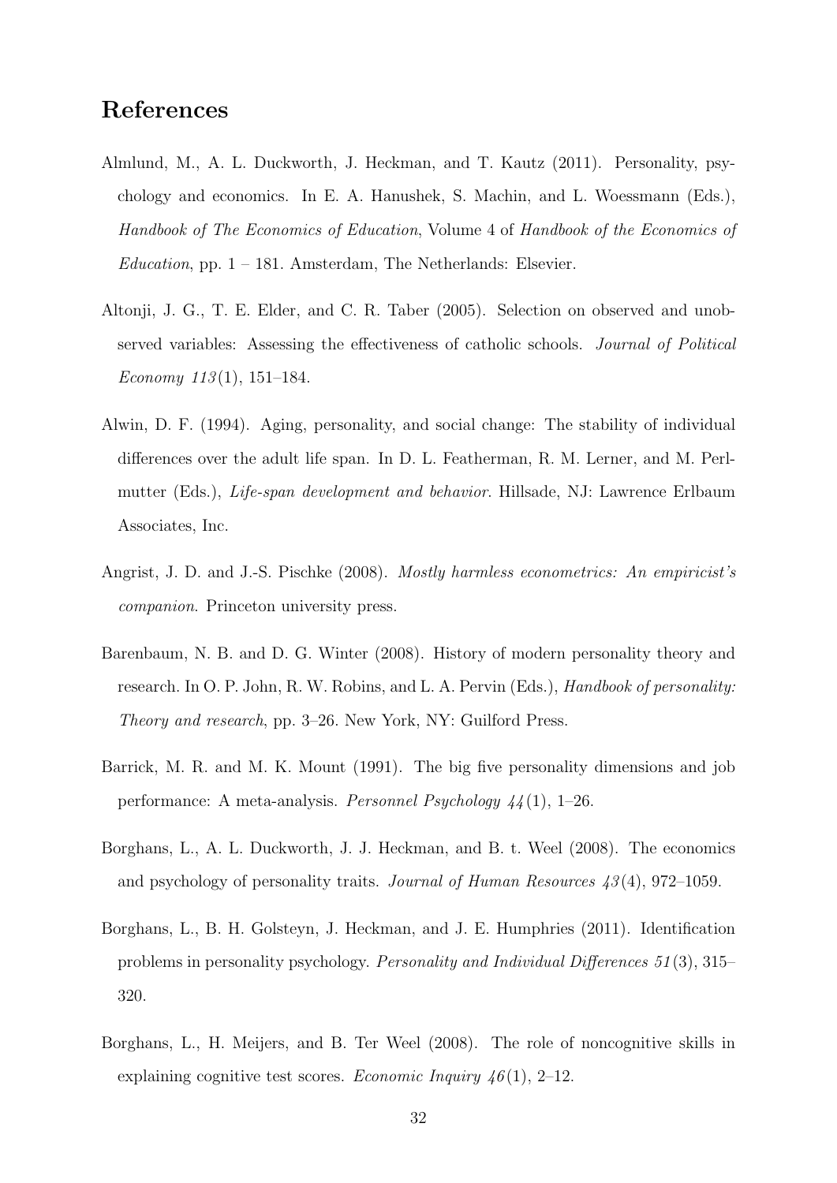## References

Almlund, M., A. L. Duckworth, J. Heckman, and T. Kautz (2011). Personality, psychology and economics. In E. A. Hanushek, S. Machin, and L. Woessmann (Eds.), *Handbook of The Economics of Education*, Volume 4 of *Handbook of the Economics of Education*, pp. 1 – 181. Amsterdam, The Netherlands: Elsevier.

Altonji, J. G., T. E. Elder, and C. R. Taber (2005). Selection on observed and unobserved variables: Assessing the effectiveness of catholic schools. *Journal of Political Economy 113*(1), 151–184.

Alwin, D. F. (1994). Aging, personality, and social change: The stability of individual differences over the adult life span. In D. L. Featherman, R. M. Lerner, and M. Perlmutter (Eds.), *Life-span development and behavior*. Hillsade, NJ: Lawrence Erlbaum Associates, Inc.

Angrist, J. D. and J.-S. Pischke (2008). *Mostly harmless econometrics: An empiricist's companion*. Princeton university press.

Barenbaum, N. B. and D. G. Winter (2008). History of modern personality theory and research. In O. P. John, R. W. Robins, and L. A. Pervin (Eds.), *Handbook of personality: Theory and research*, pp. 3–26. New York, NY: Guilford Press.

Barrick, M. R. and M. K. Mount (1991). The big five personality dimensions and job performance: A meta-analysis. *Personnel Psychology 44*(1), 1–26.

Borghans, L., A. L. Duckworth, J. J. Heckman, and B. t. Weel (2008). The economics and psychology of personality traits. *Journal of Human Resources 43*(4), 972–1059.

Borghans, L., B. H. Golsteyn, J. Heckman, and J. E. Humphries (2011). Identification problems in personality psychology. *Personality and Individual Differences 51*(3), 315–320.

Borghans, L., H. Meijers, and B. Ter Weel (2008). The role of noncognitive skills in explaining cognitive test scores. *Economic Inquiry 46*(1), 2–12.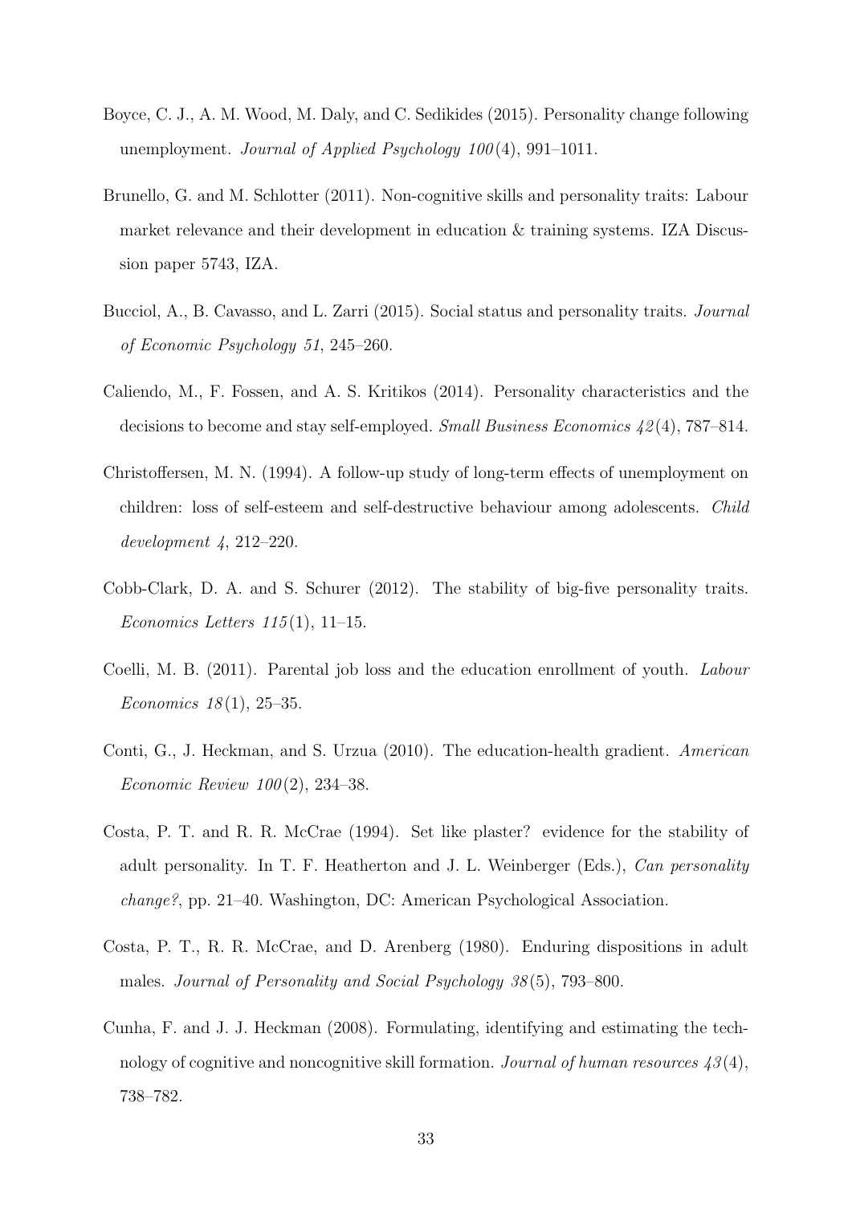Boyce, C. J., A. M. Wood, M. Daly, and C. Sedikides (2015). Personality change following unemployment. *Journal of Applied Psychology 100*(4), 991–1011.

Brunello, G. and M. Schlotter (2011). Non-cognitive skills and personality traits: Labour market relevance and their development in education & training systems. IZA Discussion paper 5743, IZA.

Bucciol, A., B. Cavasso, and L. Zarri (2015). Social status and personality traits. *Journal of Economic Psychology 51*, 245–260.

Caliendo, M., F. Fossen, and A. S. Kritikos (2014). Personality characteristics and the decisions to become and stay self-employed. *Small Business Economics 42*(4), 787–814.

Christoffersen, M. N. (1994). A follow-up study of long-term effects of unemployment on children: loss of self-esteem and self-destructive behaviour among adolescents. *Child development 4*, 212–220.

Cobb-Clark, D. A. and S. Schurer (2012). The stability of big-five personality traits. *Economics Letters 115*(1), 11–15.

Coelli, M. B. (2011). Parental job loss and the education enrollment of youth. *Labour Economics 18*(1), 25–35.

Conti, G., J. Heckman, and S. Urzua (2010). The education-health gradient. *American Economic Review 100*(2), 234–38.

Costa, P. T. and R. R. McCrae (1994). Set like plaster? evidence for the stability of adult personality. In T. F. Heatherton and J. L. Weinberger (Eds.), *Can personality change?*, pp. 21–40. Washington, DC: American Psychological Association.

Costa, P. T., R. R. McCrae, and D. Arenberg (1980). Enduring dispositions in adult males. *Journal of Personality and Social Psychology 38*(5), 793–800.

Cunha, F. and J. J. Heckman (2008). Formulating, identifying and estimating the technology of cognitive and noncognitive skill formation. *Journal of human resources 43*(4), 738–782.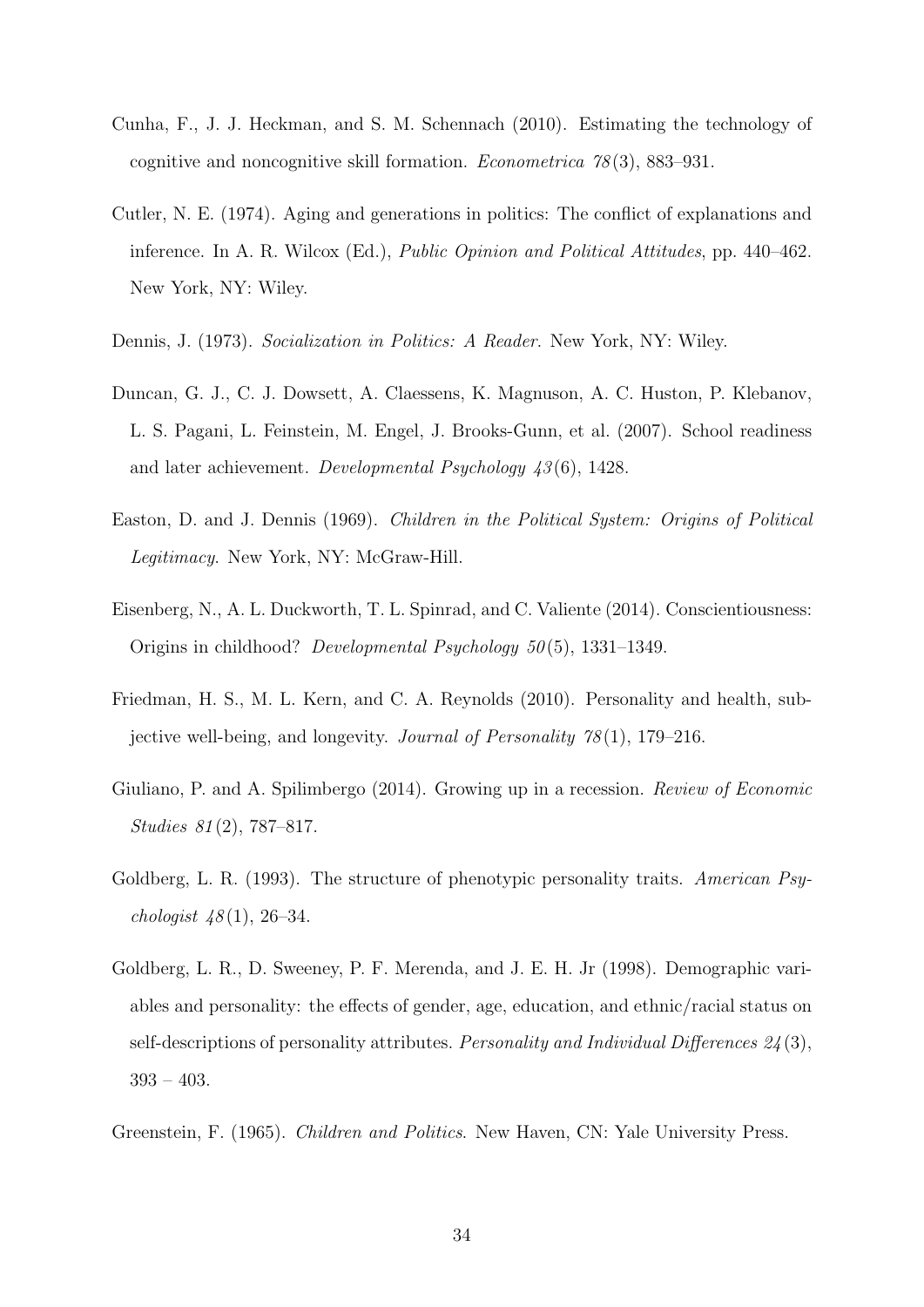Cunha, F., J. J. Heckman, and S. M. Schennach (2010). Estimating the technology of cognitive and noncognitive skill formation. *Econometrica 78*(3), 883–931.

Cutler, N. E. (1974). Aging and generations in politics: The conflict of explanations and inference. In A. R. Wilcox (Ed.), *Public Opinion and Political Attitudes*, pp. 440–462. New York, NY: Wiley.

Dennis, J. (1973). *Socialization in Politics: A Reader*. New York, NY: Wiley.

Duncan, G. J., C. J. Dowsett, A. Claessens, K. Magnuson, A. C. Huston, P. Klebanov, L. S. Pagani, L. Feinstein, M. Engel, J. Brooks-Gunn, et al. (2007). School readiness and later achievement. *Developmental Psychology 43*(6), 1428.

Easton, D. and J. Dennis (1969). *Children in the Political System: Origins of Political Legitimacy*. New York, NY: McGraw-Hill.

Eisenberg, N., A. L. Duckworth, T. L. Spinrad, and C. Valiente (2014). Conscientiousness: Origins in childhood? *Developmental Psychology 50*(5), 1331–1349.

Friedman, H. S., M. L. Kern, and C. A. Reynolds (2010). Personality and health, subjective well-being, and longevity. *Journal of Personality 78*(1), 179–216.

Giuliano, P. and A. Spilimbergo (2014). Growing up in a recession. *Review of Economic Studies 81*(2), 787–817.

Goldberg, L. R. (1993). The structure of phenotypic personality traits. *American Psychologist 48*(1), 26–34.

Goldberg, L. R., D. Sweeney, P. F. Merenda, and J. E. H. Jr (1998). Demographic variables and personality: the effects of gender, age, education, and ethnic/racial status on self-descriptions of personality attributes. *Personality and Individual Differences 24*(3), 393 – 403.

Greenstein, F. (1965). *Children and Politics*. New Haven, CN: Yale University Press.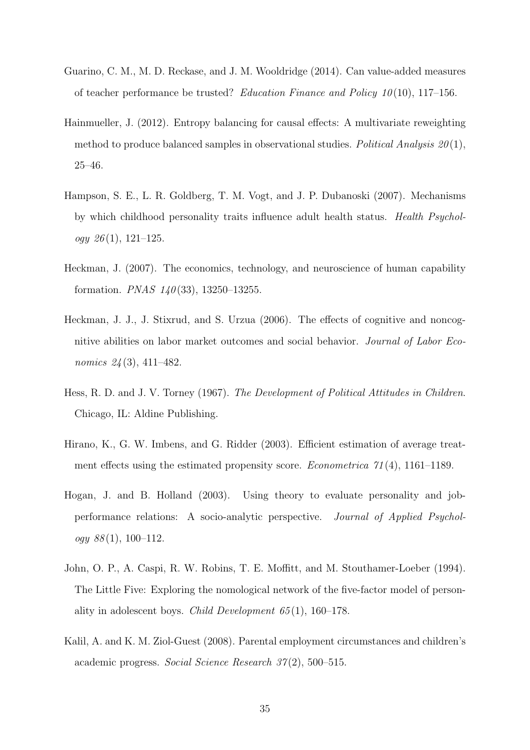Guarino, C. M., M. D. Reckase, and J. M. Wooldridge (2014). Can value-added measures of teacher performance be trusted? *Education Finance and Policy 10*(10), 117–156.

Hainmueller, J. (2012). Entropy balancing for causal effects: A multivariate reweighting method to produce balanced samples in observational studies. *Political Analysis 20*(1), 25–46.

Hampson, S. E., L. R. Goldberg, T. M. Vogt, and J. P. Dubanoski (2007). Mechanisms by which childhood personality traits influence adult health status. *Health Psychology 26*(1), 121–125.

Heckman, J. (2007). The economics, technology, and neuroscience of human capability formation. *PNAS 140*(33), 13250–13255.

Heckman, J. J., J. Stixrud, and S. Urzua (2006). The effects of cognitive and noncognitive abilities on labor market outcomes and social behavior. *Journal of Labor Economics 24*(3), 411–482.

Hess, R. D. and J. V. Torney (1967). *The Development of Political Attitudes in Children*. Chicago, IL: Aldine Publishing.

Hirano, K., G. W. Imbens, and G. Ridder (2003). Efficient estimation of average treatment effects using the estimated propensity score. *Econometrica 71*(4), 1161–1189.

Hogan, J. and B. Holland (2003). Using theory to evaluate personality and job-performance relations: A socio-analytic perspective. *Journal of Applied Psychology 88*(1), 100–112.

John, O. P., A. Caspi, R. W. Robins, T. E. Moffitt, and M. Stouthamer-Loeber (1994). The Little Five: Exploring the nomological network of the five-factor model of personality in adolescent boys. *Child Development 65*(1), 160–178.

Kalil, A. and K. M. Ziol-Guest (2008). Parental employment circumstances and children's academic progress. *Social Science Research 37*(2), 500–515.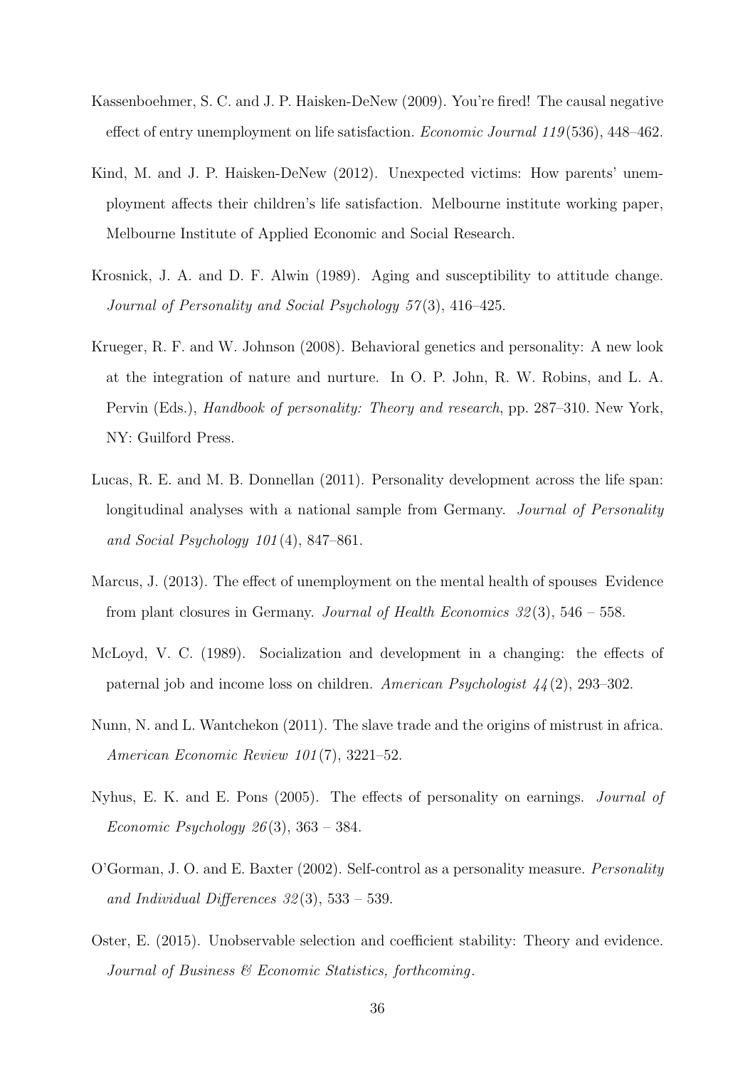Kassenboehmer, S. C. and J. P. Haisken-DeNew (2009). You're fired! The causal negative effect of entry unemployment on life satisfaction. *Economic Journal 119*(536), 448–462.

Kind, M. and J. P. Haisken-DeNew (2012). Unexpected victims: How parents' unemployment affects their children's life satisfaction. Melbourne institute working paper, Melbourne Institute of Applied Economic and Social Research.

Krosnick, J. A. and D. F. Alwin (1989). Aging and susceptibility to attitude change. *Journal of Personality and Social Psychology 57*(3), 416–425.

Krueger, R. F. and W. Johnson (2008). Behavioral genetics and personality: A new look at the integration of nature and nurture. In O. P. John, R. W. Robins, and L. A. Pervin (Eds.), *Handbook of personality: Theory and research*, pp. 287–310. New York, NY: Guilford Press.

Lucas, R. E. and M. B. Donnellan (2011). Personality development across the life span: longitudinal analyses with a national sample from Germany. *Journal of Personality and Social Psychology 101*(4), 847–861.

Marcus, J. (2013). The effect of unemployment on the mental health of spouses Evidence from plant closures in Germany. *Journal of Health Economics 32*(3), 546 – 558.

McLoyd, V. C. (1989). Socialization and development in a changing: the effects of paternal job and income loss on children. *American Psychologist 44*(2), 293–302.

Nunn, N. and L. Wantchekon (2011). The slave trade and the origins of mistrust in africa. *American Economic Review 101*(7), 3221–52.

Nyhus, E. K. and E. Pons (2005). The effects of personality on earnings. *Journal of Economic Psychology 26*(3), 363 – 384.

O'Gorman, J. O. and E. Baxter (2002). Self-control as a personality measure. *Personality and Individual Differences 32*(3), 533 – 539.

Oster, E. (2015). Unobservable selection and coefficient stability: Theory and evidence. *Journal of Business & Economic Statistics, forthcoming*.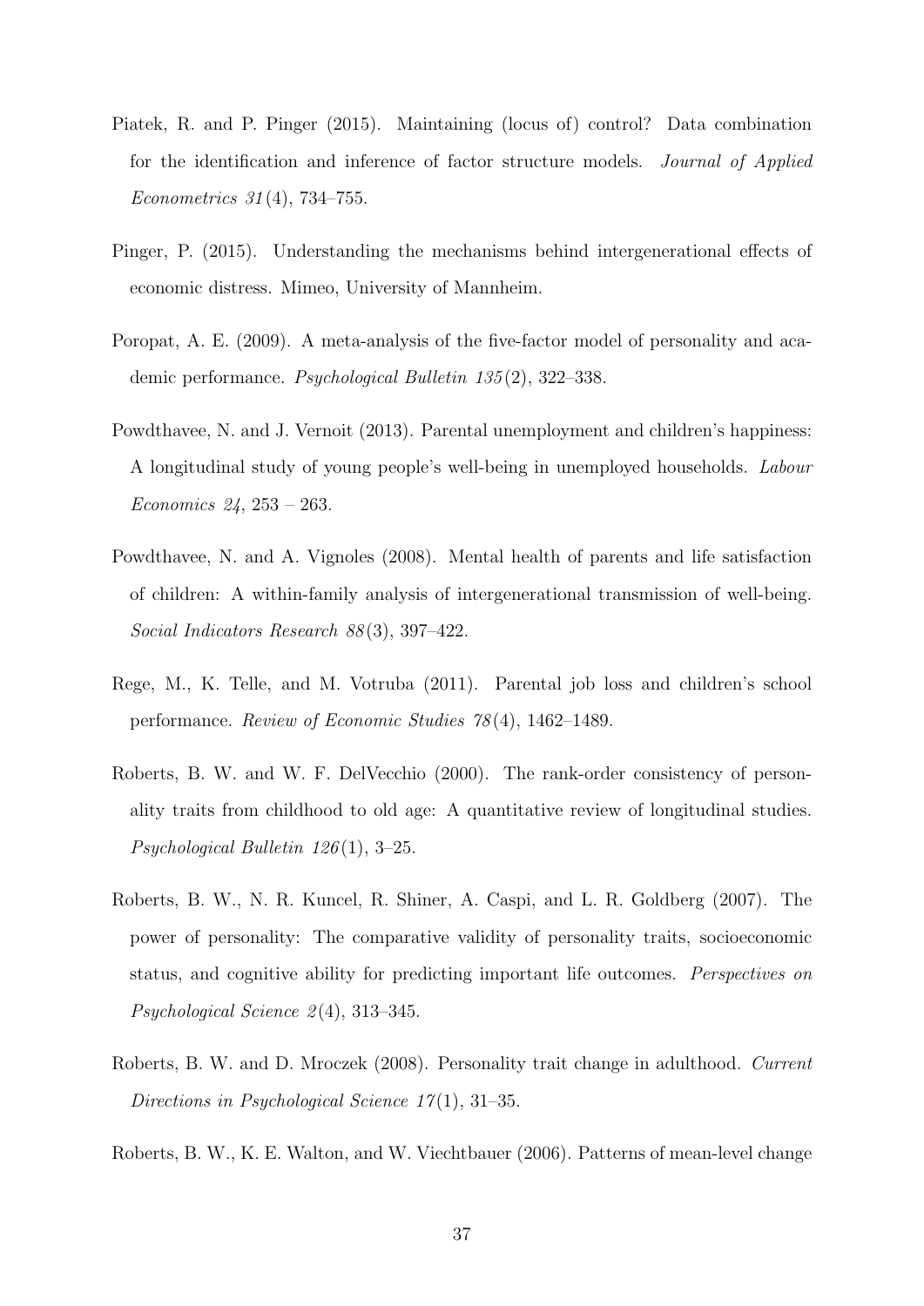Piatek, R. and P. Pinger (2015). Maintaining (locus of) control? Data combination for the identification and inference of factor structure models. *Journal of Applied Econometrics 31*(4), 734–755.

Pinger, P. (2015). Understanding the mechanisms behind intergenerational effects of economic distress. Mimeo, University of Mannheim.

Poropat, A. E. (2009). A meta-analysis of the five-factor model of personality and academic performance. *Psychological Bulletin 135*(2), 322–338.

Powdthavee, N. and J. Vernoit (2013). Parental unemployment and children's happiness: A longitudinal study of young people's well-being in unemployed households. *Labour Economics 24*, 253 – 263.

Powdthavee, N. and A. Vignoles (2008). Mental health of parents and life satisfaction of children: A within-family analysis of intergenerational transmission of well-being. *Social Indicators Research 88*(3), 397–422.

Rege, M., K. Telle, and M. Votruba (2011). Parental job loss and children's school performance. *Review of Economic Studies 78*(4), 1462–1489.

Roberts, B. W. and W. F. DelVecchio (2000). The rank-order consistency of personality traits from childhood to old age: A quantitative review of longitudinal studies. *Psychological Bulletin 126*(1), 3–25.

Roberts, B. W., N. R. Kuncel, R. Shiner, A. Caspi, and L. R. Goldberg (2007). The power of personality: The comparative validity of personality traits, socioeconomic status, and cognitive ability for predicting important life outcomes. *Perspectives on Psychological Science 2*(4), 313–345.

Roberts, B. W. and D. Mroczek (2008). Personality trait change in adulthood. *Current Directions in Psychological Science 17*(1), 31–35.

Roberts, B. W., K. E. Walton, and W. Viechtbauer (2006). Patterns of mean-level change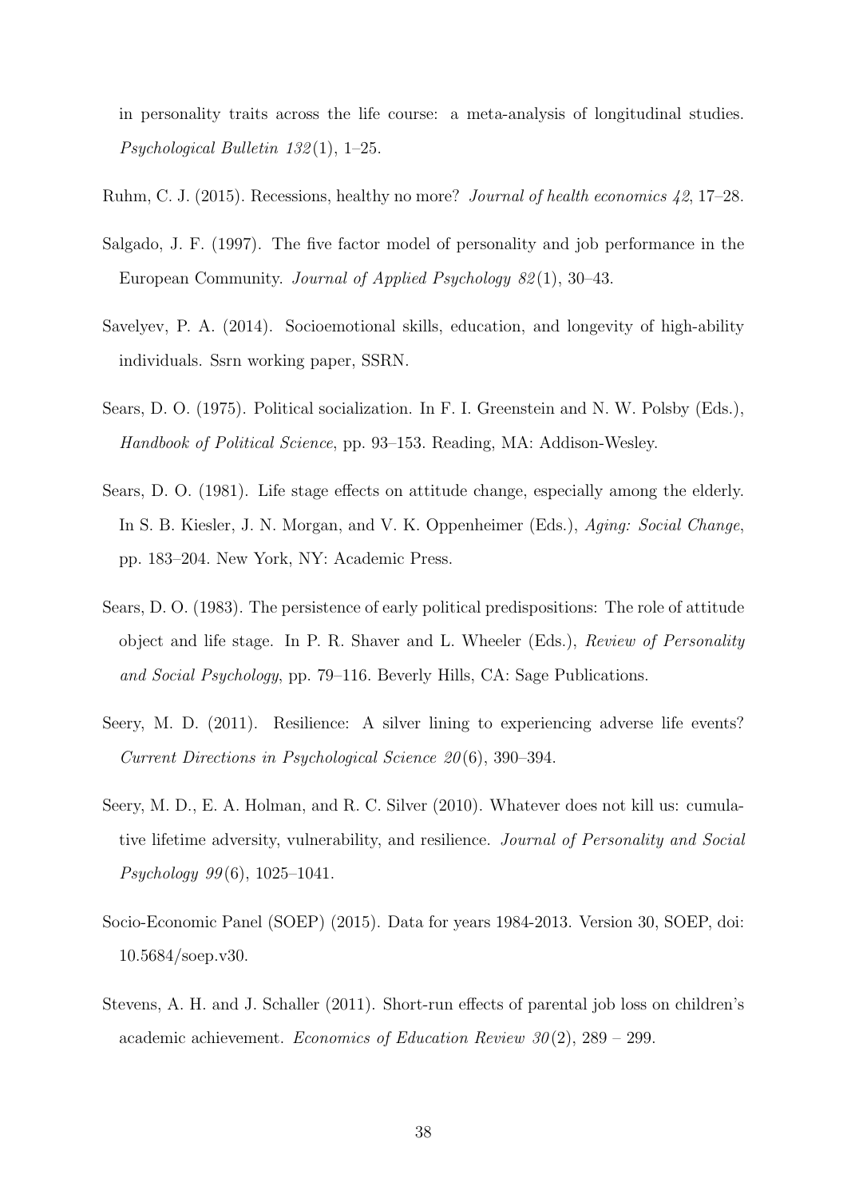in personality traits across the life course: a meta-analysis of longitudinal studies. *Psychological Bulletin 132*(1), 1–25.

Ruhm, C. J. (2015). Recessions, healthy no more? *Journal of health economics 42*, 17–28.

Salgado, J. F. (1997). The five factor model of personality and job performance in the European Community. *Journal of Applied Psychology 82*(1), 30–43.

Savelyev, P. A. (2014). Socioemotional skills, education, and longevity of high-ability individuals. Ssrn working paper, SSRN.

Sears, D. O. (1975). Political socialization. In F. I. Greenstein and N. W. Polsby (Eds.), *Handbook of Political Science*, pp. 93–153. Reading, MA: Addison-Wesley.

Sears, D. O. (1981). Life stage effects on attitude change, especially among the elderly. In S. B. Kiesler, J. N. Morgan, and V. K. Oppenheimer (Eds.), *Aging: Social Change*, pp. 183–204. New York, NY: Academic Press.

Sears, D. O. (1983). The persistence of early political predispositions: The role of attitude object and life stage. In P. R. Shaver and L. Wheeler (Eds.), *Review of Personality and Social Psychology*, pp. 79–116. Beverly Hills, CA: Sage Publications.

Seery, M. D. (2011). Resilience: A silver lining to experiencing adverse life events? *Current Directions in Psychological Science 20*(6), 390–394.

Seery, M. D., E. A. Holman, and R. C. Silver (2010). Whatever does not kill us: cumulative lifetime adversity, vulnerability, and resilience. *Journal of Personality and Social Psychology 99*(6), 1025–1041.

Socio-Economic Panel (SOEP) (2015). Data for years 1984-2013. Version 30, SOEP, doi: 10.5684/soep.v30.

Stevens, A. H. and J. Schaller (2011). Short-run effects of parental job loss on children's academic achievement. *Economics of Education Review 30*(2), 289 – 299.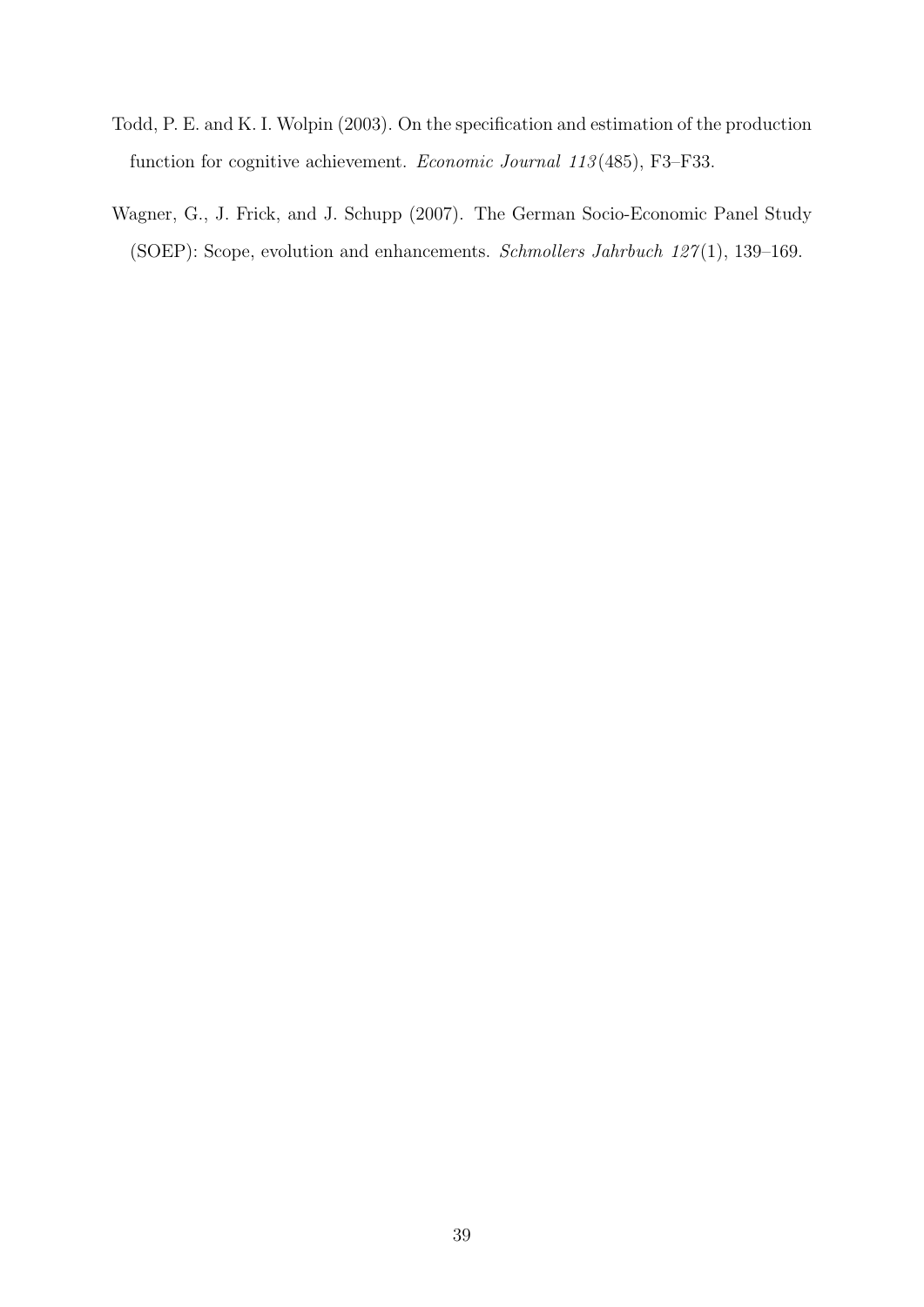Todd, P. E. and K. I. Wolpin (2003). On the specification and estimation of the production function for cognitive achievement. *Economic Journal 113*(485), F3–F33.

Wagner, G., J. Frick, and J. Schupp (2007). The German Socio-Economic Panel Study (SOEP): Scope, evolution and enhancements. *Schmollers Jahrbuch 127*(1), 139–169.